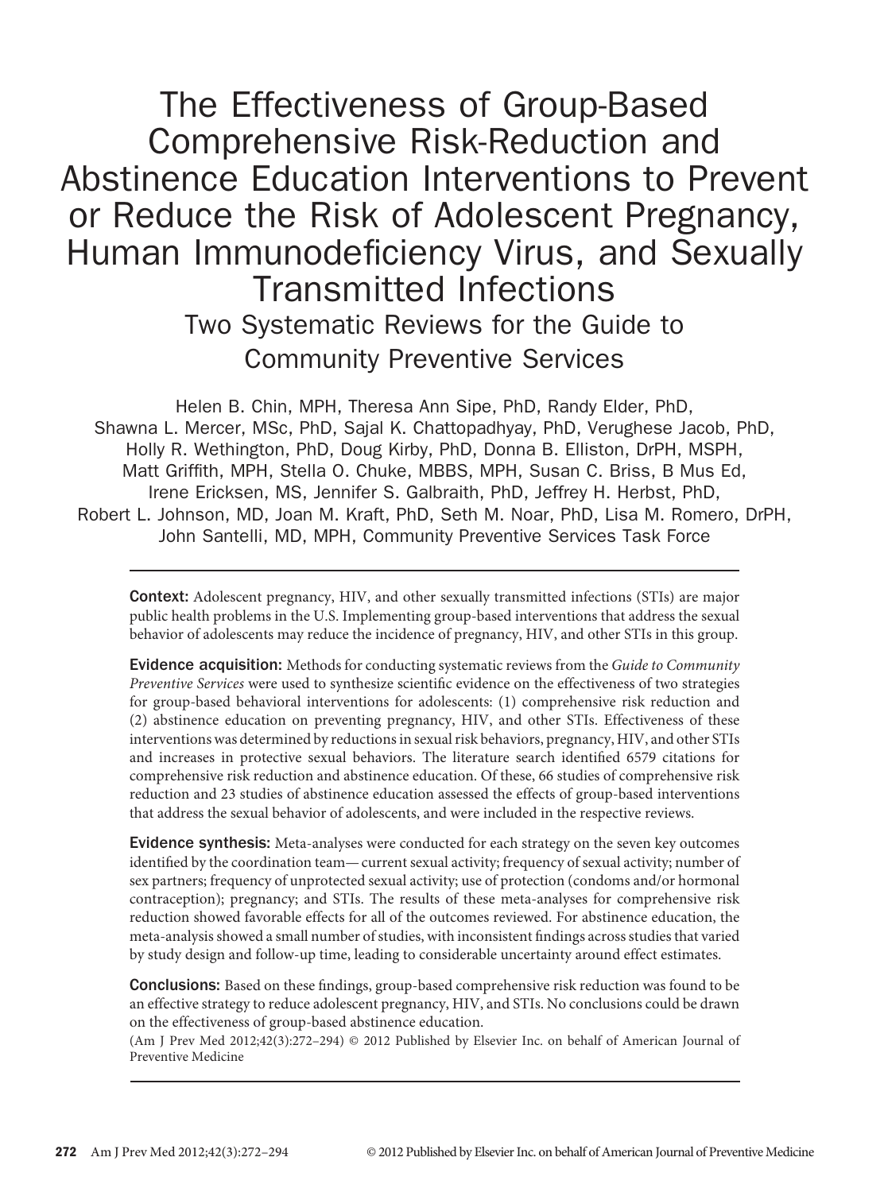# The Effectiveness of Group-Based Comprehensive Risk-Reduction and Abstinence Education Interventions to Prevent or Reduce the Risk of Adolescent Pregnancy, Human Immunodeficiency Virus, and Sexually Transmitted Infections

## Two Systematic Reviews for the Guide to Community Preventive Services

Helen B. Chin, MPH, Theresa Ann Sipe, PhD, Randy Elder, PhD, Shawna L. Mercer, MSc, PhD, Sajal K. Chattopadhyay, PhD, Verughese Jacob, PhD, Holly R. Wethington, PhD, Doug Kirby, PhD, Donna B. Elliston, DrPH, MSPH, Matt Griffith, MPH, Stella O. Chuke, MBBS, MPH, Susan C. Briss, B Mus Ed, Irene Ericksen, MS, Jennifer S. Galbraith, PhD, Jeffrey H. Herbst, PhD, Robert L. Johnson, MD, Joan M. Kraft, PhD, Seth M. Noar, PhD, Lisa M. Romero, DrPH, John Santelli, MD, MPH, Community Preventive Services Task Force

**Context:** Adolescent pregnancy, HIV, and other sexually transmitted infections (STIs) are major public health problems in the U.S. Implementing group-based interventions that address the sexual behavior of adolescents may reduce the incidence of pregnancy, HIV, and other STIs in this group.

**Evidence acquisition:** Methods for conducting systematic reviews from the *Guide to Community Preventive Services* were used to synthesize scientific evidence on the effectiveness of two strategies for group-based behavioral interventions for adolescents: (1) comprehensive risk reduction and (2) abstinence education on preventing pregnancy, HIV, and other STIs. Effectiveness of these interventions was determined by reductions in sexual risk behaviors, pregnancy, HIV, and other STIs and increases in protective sexual behaviors. The literature search identified 6579 citations for comprehensive risk reduction and abstinence education. Of these, 66 studies of comprehensive risk reduction and 23 studies of abstinence education assessed the effects of group-based interventions that address the sexual behavior of adolescents, and were included in the respective reviews.

**Evidence synthesis:** Meta-analyses were conducted for each strategy on the seven key outcomes identified by the coordination team—current sexual activity; frequency of sexual activity; number of sex partners; frequency of unprotected sexual activity; use of protection (condoms and/or hormonal contraception); pregnancy; and STIs. The results of these meta-analyses for comprehensive risk reduction showed favorable effects for all of the outcomes reviewed. For abstinence education, the meta-analysis showed a small number of studies, with inconsistent findings across studies that varied by study design and follow-up time, leading to considerable uncertainty around effect estimates.

**Conclusions:** Based on these findings, group-based comprehensive risk reduction was found to be an effective strategy to reduce adolescent pregnancy, HIV, and STIs. No conclusions could be drawn on the effectiveness of group-based abstinence education.

(Am J Prev Med 2012;42(3):272–294) © 2012 Published by Elsevier Inc. on behalf of American Journal of Preventive Medicine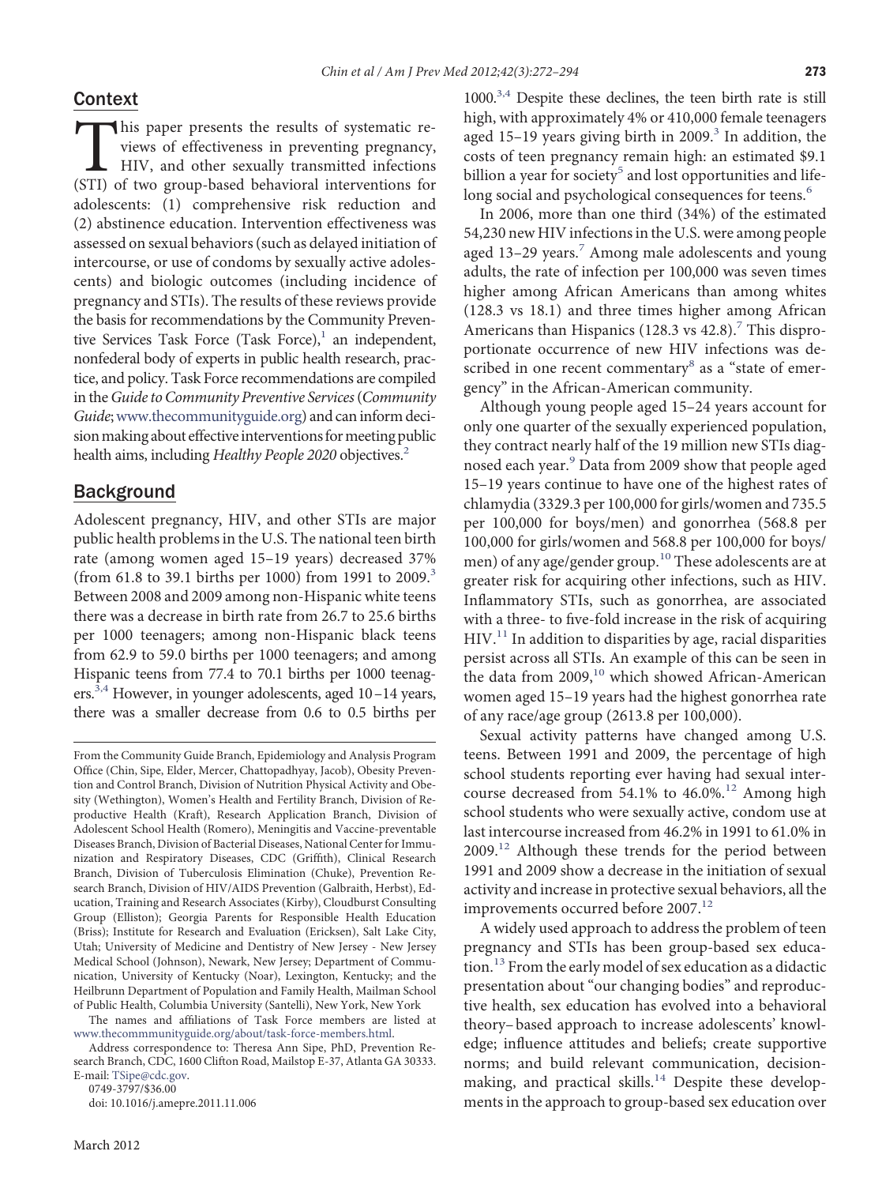## Context

This paper presents the results of systematic reviews of effectiveness in preventing pregnancy, HIV, and other sexually transmitted infections (STI) of two group-based behavioral interventions for adolescents: (1) comprehensive risk reduction and (2) abstinence education. Intervention effectiveness was assessed on sexual behaviors (such as delayed initiation of intercourse, or use of condoms by sexually active adolescents) and biologic outcomes (including incidence of pregnancy and STIs). The results of these reviews provide the basis for recommendations by the Community Preventive Services Task Force (Task Force),[1] an independent, nonfederal body of experts in public health research, practice, and policy. Task Force recommendations are compiled in the *Guide to Community Preventive Services* (*Community Guide*; www.thecommunityguide.org) and can inform decision making about effective interventions for meeting public health aims, including *Healthy People 2020* objectives.[2]

## Background

Adolescent pregnancy, HIV, and other STIs are major public health problems in the U.S. The national teen birth rate (among women aged 15–19 years) decreased 37% (from 61.8 to 39.1 births per 1000) from 1991 to 2009.[3] Between 2008 and 2009 among non-Hispanic white teens there was a decrease in birth rate from 26.7 to 25.6 births per 1000 teenagers; among non-Hispanic black teens from 62.9 to 59.0 births per 1000 teenagers; and among Hispanic teens from 77.4 to 70.1 births per 1000 teenagers.[3,4] However, in younger adolescents, aged 10–14 years, there was a smaller decrease from 0.6 to 0.5 births per 1000.[3,4] Despite these declines, the teen birth rate is still high, with approximately 4% or 410,000 female teenagers aged 15–19 years giving birth in 2009.[3] In addition, the costs of teen pregnancy remain high: an estimated $9.1 billion a year for society[5] and lost opportunities and lifelong social and psychological consequences for teens.[6]

In 2006, more than one third (34%) of the estimated 54,230 new HIV infections in the U.S. were among people aged 13–29 years.[7] Among male adolescents and young adults, the rate of infection per 100,000 was seven times higher among African Americans than among whites (128.3 vs 18.1) and three times higher among African Americans than Hispanics (128.3 vs 42.8).[7] This disproportionate occurrence of new HIV infections was described in one recent commentary[8] as a "state of emergency" in the African-American community.

Although young people aged 15–24 years account for only one quarter of the sexually experienced population, they contract nearly half of the 19 million new STIs diagnosed each year.[9] Data from 2009 show that people aged 15–19 years continue to have one of the highest rates of chlamydia (3329.3 per 100,000 for girls/women and 735.5 per 100,000 for boys/men) and gonorrhea (568.8 per 100,000 for girls/women and 568.8 per 100,000 for boys/men) of any age/gender group.[10] These adolescents are at greater risk for acquiring other infections, such as HIV. Inflammatory STIs, such as gonorrhea, are associated with a three- to five-fold increase in the risk of acquiring HIV.[11] In addition to disparities by age, racial disparities persist across all STIs. An example of this can be seen in the data from 2009,[10] which showed African-American women aged 15–19 years had the highest gonorrhea rate of any race/age group (2613.8 per 100,000).

Sexual activity patterns have changed among U.S. teens. Between 1991 and 2009, the percentage of high school students reporting ever having had sexual intercourse decreased from 54.1% to 46.0%.[12] Among high school students who were sexually active, condom use at last intercourse increased from 46.2% in 1991 to 61.0% in 2009.[12] Although these trends for the period between 1991 and 2009 show a decrease in the initiation of sexual activity and increase in protective sexual behaviors, all the improvements occurred before 2007.[12]

A widely used approach to address the problem of teen pregnancy and STIs has been group-based sex education.[13] From the early model of sex education as a didactic presentation about "our changing bodies" and reproductive health, sex education has evolved into a behavioral theory–based approach to increase adolescents' knowledge; influence attitudes and beliefs; create supportive norms; and build relevant communication, decision-making, and practical skills.[14] Despite these developments in the approach to group-based sex education over

---

From the Community Guide Branch, Epidemiology and Analysis Program Office (Chin, Sipe, Elder, Mercer, Chattopadhyay, Jacob), Obesity Prevention and Control Branch, Division of Nutrition Physical Activity and Obesity (Wethington), Women's Health and Fertility Branch, Division of Reproductive Health (Kraft), Research Application Branch, Division of Adolescent School Health (Romero), Meningitis and Vaccine-preventable Diseases Branch, Division of Bacterial Diseases, National Center for Immunization and Respiratory Diseases, CDC (Griffith), Clinical Research Branch, Division of Tuberculosis Elimination (Chuke), Prevention Research Branch, Division of HIV/AIDS Prevention (Galbraith, Herbst), Education, Training and Research Associates (Kirby), Cloudburst Consulting Group (Elliston); Georgia Parents for Responsible Health Education (Briss); Institute for Research and Evaluation (Ericksen), Salt Lake City, Utah; University of Medicine and Dentistry of New Jersey - New Jersey Medical School (Johnson), Newark, New Jersey; Department of Communication, University of Kentucky (Noar), Lexington, Kentucky; and the Heilbrunn Department of Population and Family Health, Mailman School of Public Health, Columbia University (Santelli), New York, New York

The names and affiliations of Task Force members are listed at www.thecommmunityguide.org/about/task-force-members.html.

Address correspondence to: Theresa Ann Sipe, PhD, Prevention Research Branch, CDC, 1600 Clifton Road, Mailstop E-37, Atlanta GA 30333. E-mail: TSipe@cdc.gov.

0749-3797/$36.00

doi: 10.1016/j.amepre.2011.11.006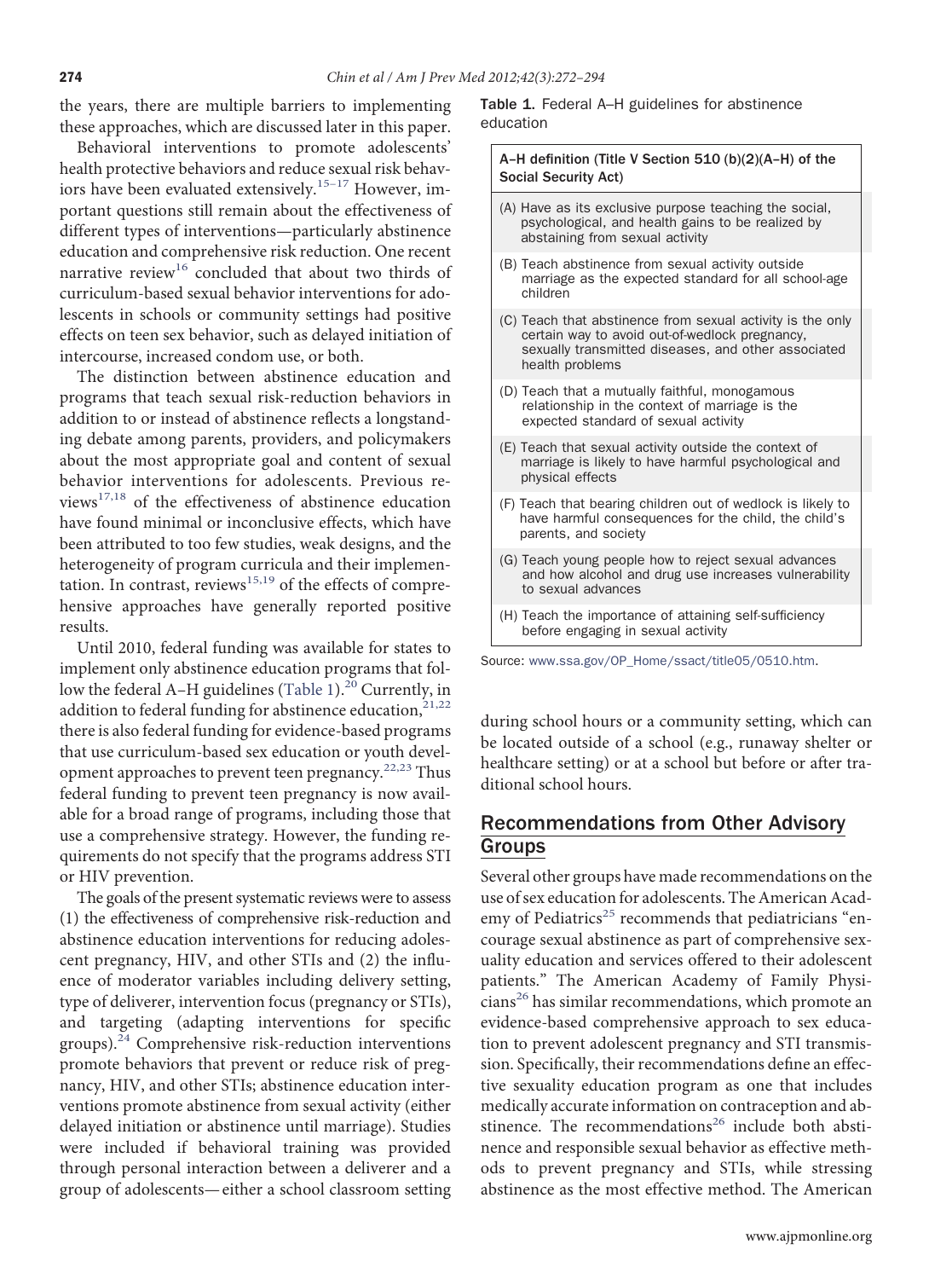the years, there are multiple barriers to implementing these approaches, which are discussed later in this paper.

Behavioral interventions to promote adolescents' health protective behaviors and reduce sexual risk behaviors have been evaluated extensively.[15–17] However, important questions still remain about the effectiveness of different types of interventions—particularly abstinence education and comprehensive risk reduction. One recent narrative review[16] concluded that about two thirds of curriculum-based sexual behavior interventions for adolescents in schools or community settings had positive effects on teen sex behavior, such as delayed initiation of intercourse, increased condom use, or both.

The distinction between abstinence education and programs that teach sexual risk-reduction behaviors in addition to or instead of abstinence reflects a longstanding debate among parents, providers, and policymakers about the most appropriate goal and content of sexual behavior interventions for adolescents. Previous reviews[17,18] of the effectiveness of abstinence education have found minimal or inconclusive effects, which have been attributed to too few studies, weak designs, and the heterogeneity of program curricula and their implementation. In contrast, reviews[15,19] of the effects of comprehensive approaches have generally reported positive results.

Until 2010, federal funding was available for states to implement only abstinence education programs that follow the federal A–H guidelines (Table 1).[20] Currently, in addition to federal funding for abstinence education,[21,22] there is also federal funding for evidence-based programs that use curriculum-based sex education or youth development approaches to prevent teen pregnancy.[22,23] Thus federal funding to prevent teen pregnancy is now available for a broad range of programs, including those that use a comprehensive strategy. However, the funding requirements do not specify that the programs address STI or HIV prevention.

The goals of the present systematic reviews were to assess (1) the effectiveness of comprehensive risk-reduction and abstinence education interventions for reducing adolescent pregnancy, HIV, and other STIs and (2) the influence of moderator variables including delivery setting, type of deliverer, intervention focus (pregnancy or STIs), and targeting (adapting interventions for specific groups).[24] Comprehensive risk-reduction interventions promote behaviors that prevent or reduce risk of pregnancy, HIV, and other STIs; abstinence education interventions promote abstinence from sexual activity (either delayed initiation or abstinence until marriage). Studies were included if behavioral training was provided through personal interaction between a deliverer and a group of adolescents—either a school classroom setting during school hours or a community setting, which can be located outside of a school (e.g., runaway shelter or healthcare setting) or at a school but before or after traditional school hours.

**Table 1.** Federal A–H guidelines for abstinence education

| A–H definition (Title V Section 510 (b)(2)(A–H) of the Social Security Act) |
|---|
| (A) Have as its exclusive purpose teaching the social, psychological, and health gains to be realized by abstaining from sexual activity |
| (B) Teach abstinence from sexual activity outside marriage as the expected standard for all school-age children |
| (C) Teach that abstinence from sexual activity is the only certain way to avoid out-of-wedlock pregnancy, sexually transmitted diseases, and other associated health problems |
| (D) Teach that a mutually faithful, monogamous relationship in the context of marriage is the expected standard of sexual activity |
| (E) Teach that sexual activity outside the context of marriage is likely to have harmful psychological and physical effects |
| (F) Teach that bearing children out of wedlock is likely to have harmful consequences for the child, the child's parents, and society |
| (G) Teach young people how to reject sexual advances and how alcohol and drug use increases vulnerability to sexual advances |
| (H) Teach the importance of attaining self-sufficiency before engaging in sexual activity |

Source: www.ssa.gov/OP_Home/ssact/title05/0510.htm.

## Recommendations from Other Advisory Groups

Several other groups have made recommendations on the use of sex education for adolescents. The American Academy of Pediatrics[25] recommends that pediatricians "encourage sexual abstinence as part of comprehensive sexuality education and services offered to their adolescent patients." The American Academy of Family Physicians[26] has similar recommendations, which promote an evidence-based comprehensive approach to sex education to prevent adolescent pregnancy and STI transmission. Specifically, their recommendations define an effective sexuality education program as one that includes medically accurate information on contraception and abstinence. The recommendations[26] include both abstinence and responsible sexual behavior as effective methods to prevent pregnancy and STIs, while stressing abstinence as the most effective method. The American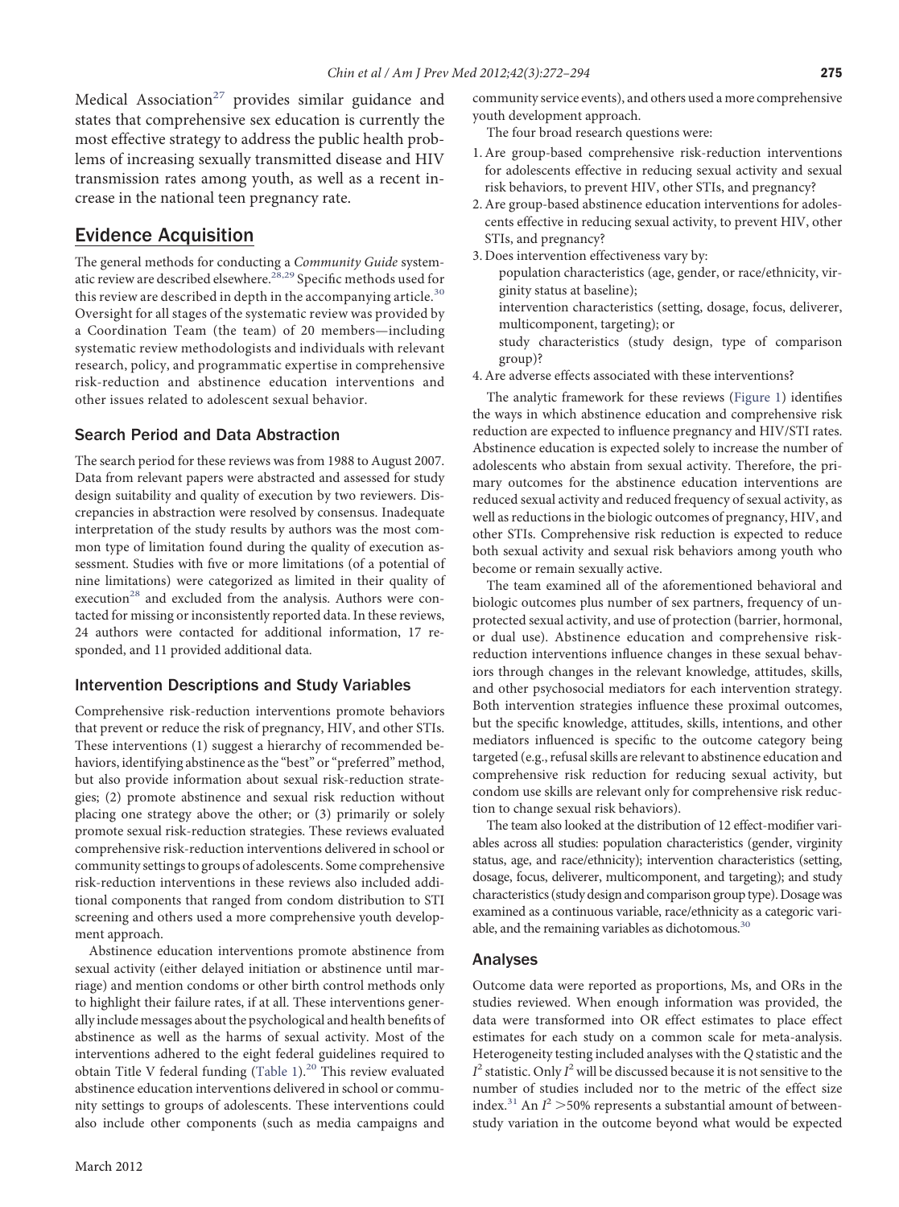Medical Association[27] provides similar guidance and states that comprehensive sex education is currently the most effective strategy to address the public health problems of increasing sexually transmitted disease and HIV transmission rates among youth, as well as a recent increase in the national teen pregnancy rate.

## Evidence Acquisition

The general methods for conducting a *Community Guide* systematic review are described elsewhere.[28,29] Specific methods used for this review are described in depth in the accompanying article.[30] Oversight for all stages of the systematic review was provided by a Coordination Team (the team) of 20 members—including systematic review methodologists and individuals with relevant research, policy, and programmatic expertise in comprehensive risk-reduction and abstinence education interventions and other issues related to adolescent sexual behavior.

### Search Period and Data Abstraction

The search period for these reviews was from 1988 to August 2007. Data from relevant papers were abstracted and assessed for study design suitability and quality of execution by two reviewers. Discrepancies in abstraction were resolved by consensus. Inadequate interpretation of the study results by authors was the most common type of limitation found during the quality of execution assessment. Studies with five or more limitations (of a potential of nine limitations) were categorized as limited in their quality of execution[28] and excluded from the analysis. Authors were contacted for missing or inconsistently reported data. In these reviews, 24 authors were contacted for additional information, 17 responded, and 11 provided additional data.

### Intervention Descriptions and Study Variables

Comprehensive risk-reduction interventions promote behaviors that prevent or reduce the risk of pregnancy, HIV, and other STIs. These interventions (1) suggest a hierarchy of recommended behaviors, identifying abstinence as the "best" or "preferred" method, but also provide information about sexual risk-reduction strategies; (2) promote abstinence and sexual risk reduction without placing one strategy above the other; or (3) primarily or solely promote sexual risk-reduction strategies. These reviews evaluated comprehensive risk-reduction interventions delivered in school or community settings to groups of adolescents. Some comprehensive risk-reduction interventions in these reviews also included additional components that ranged from condom distribution to STI screening and others used a more comprehensive youth development approach.

Abstinence education interventions promote abstinence from sexual activity (either delayed initiation or abstinence until marriage) and mention condoms or other birth control methods only to highlight their failure rates, if at all. These interventions generally include messages about the psychological and health benefits of abstinence as well as the harms of sexual activity. Most of the interventions adhered to the eight federal guidelines required to obtain Title V federal funding (Table 1).[20] This review evaluated abstinence education interventions delivered in school or community settings to groups of adolescents. These interventions could also include other components (such as media campaigns and community service events), and others used a more comprehensive youth development approach.

The four broad research questions were:

1. Are group-based comprehensive risk-reduction interventions for adolescents effective in reducing sexual activity and sexual risk behaviors, to prevent HIV, other STIs, and pregnancy?
2. Are group-based abstinence education interventions for adolescents effective in reducing sexual activity, to prevent HIV, other STIs, and pregnancy?
3. Does intervention effectiveness vary by:
   population characteristics (age, gender, or race/ethnicity, virginity status at baseline);
   intervention characteristics (setting, dosage, focus, deliverer, multicomponent, targeting); or
   study characteristics (study design, type of comparison group)?
4. Are adverse effects associated with these interventions?

The analytic framework for these reviews (Figure 1) identifies the ways in which abstinence education and comprehensive risk reduction are expected to influence pregnancy and HIV/STI rates. Abstinence education is expected solely to increase the number of adolescents who abstain from sexual activity. Therefore, the primary outcomes for the abstinence education interventions are reduced sexual activity and reduced frequency of sexual activity, as well as reductions in the biologic outcomes of pregnancy, HIV, and other STIs. Comprehensive risk reduction is expected to reduce both sexual activity and sexual risk behaviors among youth who become or remain sexually active.

The team examined all of the aforementioned behavioral and biologic outcomes plus number of sex partners, frequency of unprotected sexual activity, and use of protection (barrier, hormonal, or dual use). Abstinence education and comprehensive risk-reduction interventions influence changes in these sexual behaviors through changes in the relevant knowledge, attitudes, skills, and other psychosocial mediators for each intervention strategy. Both intervention strategies influence these proximal outcomes, but the specific knowledge, attitudes, skills, intentions, and other mediators influenced is specific to the outcome category being targeted (e.g., refusal skills are relevant to abstinence education and comprehensive risk reduction for reducing sexual activity, but condom use skills are relevant only for comprehensive risk reduction to change sexual risk behaviors).

The team also looked at the distribution of 12 effect-modifier variables across all studies: population characteristics (gender, virginity status, age, and race/ethnicity); intervention characteristics (setting, dosage, focus, deliverer, multicomponent, and targeting); and study characteristics (study design and comparison group type). Dosage was examined as a continuous variable, race/ethnicity as a categoric variable, and the remaining variables as dichotomous.[30]

### Analyses

Outcome data were reported as proportions, Ms, and ORs in the studies reviewed. When enough information was provided, the data were transformed into OR effect estimates to place effect estimates for each study on a common scale for meta-analysis. Heterogeneity testing included analyses with the $Q$ statistic and the $I^2$ statistic. Only $I^2$ will be discussed because it is not sensitive to the number of studies included nor to the metric of the effect size index.[31] An $I^2 > 50\%$ represents a substantial amount of between-study variation in the outcome beyond what would be expected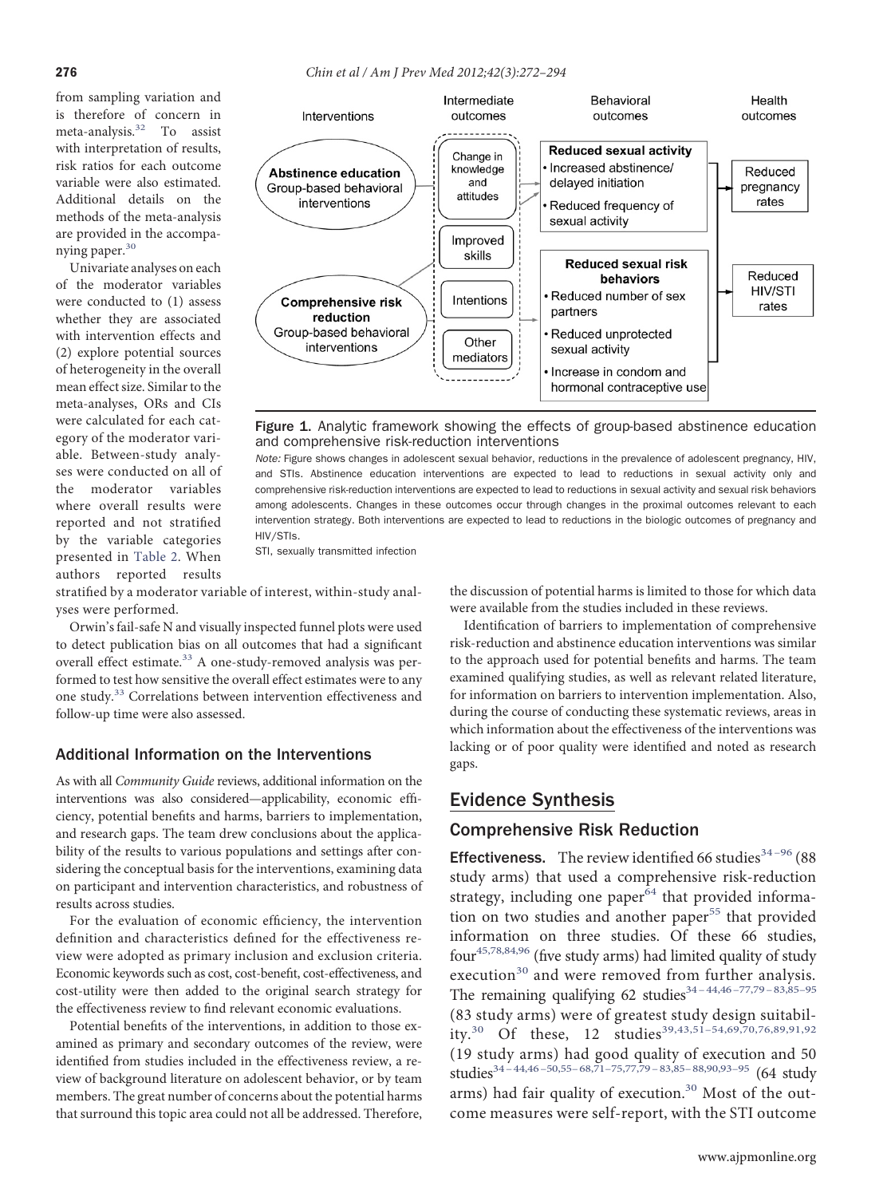from sampling variation and is therefore of concern in meta-analysis.[32] To assist with interpretation of results, risk ratios for each outcome variable were also estimated. Additional details on the methods of the meta-analysis are provided in the accompanying paper.[30]

Univariate analyses on each of the moderator variables were conducted to (1) assess whether they are associated with intervention effects and (2) explore potential sources of heterogeneity in the overall mean effect size. Similar to the meta-analyses, ORs and CIs were calculated for each category of the moderator variable. Between-study analyses were conducted on all of the moderator variables where overall results were reported and not stratified by the variable categories presented in Table 2. When authors reported results stratified by a moderator variable of interest, within-study analyses were performed.

Orwin's fail-safe N and visually inspected funnel plots were used to detect publication bias on all outcomes that had a significant overall effect estimate.[33] A one-study-removed analysis was performed to test how sensitive the overall effect estimates were to any one study.[33] Correlations between intervention effectiveness and follow-up time were also assessed.

Interventions | Intermediate outcomes | Behavioral outcomes | Health outcomes

Abstinence education Group-based behavioral interventions → Change in knowledge and attitudes; Improved skills; Intentions; Other mediators → Reduced sexual activity: • Increased abstinence/ delayed initiation • Reduced frequency of sexual activity → Reduced pregnancy rates

Comprehensive risk reduction Group-based behavioral interventions → Reduced sexual risk behaviors: • Reduced number of sex partners • Reduced unprotected sexual activity • Increase in condom and hormonal contraceptive use → Reduced HIV/STI rates

**Figure 1.** Analytic framework showing the effects of group-based abstinence education and comprehensive risk-reduction interventions

*Note:* Figure shows changes in adolescent sexual behavior, reductions in the prevalence of adolescent pregnancy, HIV, and STIs. Abstinence education interventions are expected to lead to reductions in sexual activity only and comprehensive risk-reduction interventions are expected to lead to reductions in sexual activity and sexual risk behaviors among adolescents. Changes in these outcomes occur through changes in the proximal outcomes relevant to each intervention strategy. Both interventions are expected to lead to reductions in the biologic outcomes of pregnancy and HIV/STIs.

STI, sexually transmitted infection

### Additional Information on the Interventions

As with all *Community Guide* reviews, additional information on the interventions was also considered—applicability, economic efficiency, potential benefits and harms, barriers to implementation, and research gaps. The team drew conclusions about the applicability of the results to various populations and settings after considering the conceptual basis for the interventions, examining data on participant and intervention characteristics, and robustness of results across studies.

For the evaluation of economic efficiency, the intervention definition and characteristics defined for the effectiveness review were adopted as primary inclusion and exclusion criteria. Economic keywords such as cost, cost-benefit, cost-effectiveness, and cost-utility were then added to the original search strategy for the effectiveness review to find relevant economic evaluations.

Potential benefits of the interventions, in addition to those examined as primary and secondary outcomes of the review, were identified from studies included in the effectiveness review, a review of background literature on adolescent behavior, or by team members. The great number of concerns about the potential harms that surround this topic area could not all be addressed. Therefore, the discussion of potential harms is limited to those for which data were available from the studies included in these reviews.

Identification of barriers to implementation of comprehensive risk-reduction and abstinence education interventions was similar to the approach used for potential benefits and harms. The team examined qualifying studies, as well as relevant related literature, for information on barriers to intervention implementation. Also, during the course of conducting these systematic reviews, areas in which information about the effectiveness of the interventions was lacking or of poor quality were identified and noted as research gaps.

## Evidence Synthesis

### Comprehensive Risk Reduction

**Effectiveness.** The review identified 66 studies[34–96] (88 study arms) that used a comprehensive risk-reduction strategy, including one paper[64] that provided information on two studies and another paper[55] that provided information on three studies. Of these 66 studies, four[45,78,84,96] (five study arms) had limited quality of study execution[30] and were removed from further analysis. The remaining qualifying 62 studies[34–44,46–77,79–83,85–95] (83 study arms) were of greatest study design suitability.[30] Of these, 12 studies[39,43,51–54,69,70,76,89,91,92] (19 study arms) had good quality of execution and 50 studies[34–44,46–50,55–68,71–75,77,79–83,85–88,90,93–95] (64 study arms) had fair quality of execution.[30] Most of the outcome measures were self-report, with the STI outcome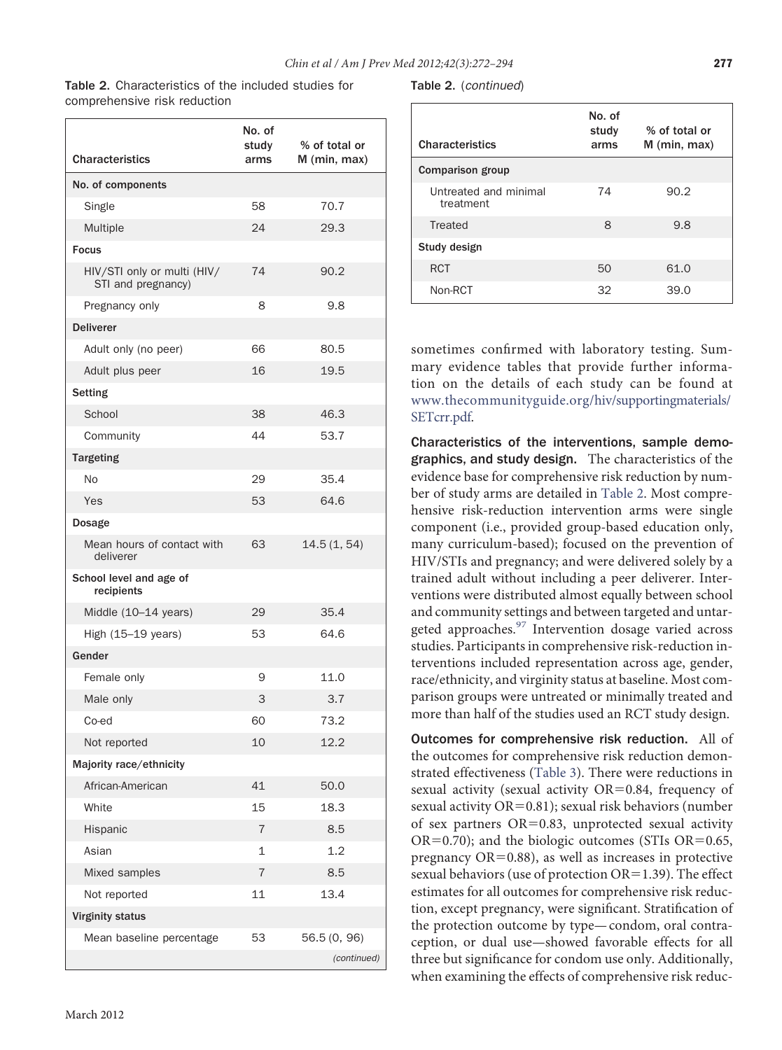**Table 2.** Characteristics of the included studies for comprehensive risk reduction

| Characteristics | No. of study arms | % of total or M (min, max) |
|---|---|---|
| **No. of components** | | |
| Single | 58 | 70.7 |
| Multiple | 24 | 29.3 |
| **Focus** | | |
| HIV/STI only or multi (HIV/STI and pregnancy) | 74 | 90.2 |
| Pregnancy only | 8 | 9.8 |
| **Deliverer** | | |
| Adult only (no peer) | 66 | 80.5 |
| Adult plus peer | 16 | 19.5 |
| **Setting** | | |
| School | 38 | 46.3 |
| Community | 44 | 53.7 |
| **Targeting** | | |
| No | 29 | 35.4 |
| Yes | 53 | 64.6 |
| **Dosage** | | |
| Mean hours of contact with deliverer | 63 | 14.5 (1, 54) |
| **School level and age of recipients** | | |
| Middle (10–14 years) | 29 | 35.4 |
| High (15–19 years) | 53 | 64.6 |
| **Gender** | | |
| Female only | 9 | 11.0 |
| Male only | 3 | 3.7 |
| Co-ed | 60 | 73.2 |
| Not reported | 10 | 12.2 |
| **Majority race/ethnicity** | | |
| African-American | 41 | 50.0 |
| White | 15 | 18.3 |
| Hispanic | 7 | 8.5 |
| Asian | 1 | 1.2 |
| Mixed samples | 7 | 8.5 |
| Not reported | 11 | 13.4 |
| **Virginity status** | | |
| Mean baseline percentage | 53 | 56.5 (0, 96) |
| **Comparison group** | | |
| Untreated and minimal treatment | 74 | 90.2 |
| Treated | 8 | 9.8 |
| **Study design** | | |
| RCT | 50 | 61.0 |
| Non-RCT | 32 | 39.0 |

sometimes confirmed with laboratory testing. Summary evidence tables that provide further information on the details of each study can be found at www.thecommunityguide.org/hiv/supportingmaterials/SETcrr.pdf.

**Characteristics of the interventions, sample demographics, and study design.** The characteristics of the evidence base for comprehensive risk reduction by number of study arms are detailed in Table 2. Most comprehensive risk-reduction intervention arms were single component (i.e., provided group-based education only, many curriculum-based); focused on the prevention of HIV/STIs and pregnancy; and were delivered solely by a trained adult without including a peer deliverer. Interventions were distributed almost equally between school and community settings and between targeted and untargeted approaches.[97] Intervention dosage varied across studies. Participants in comprehensive risk-reduction interventions included representation across age, gender, race/ethnicity, and virginity status at baseline. Most comparison groups were untreated or minimally treated and more than half of the studies used an RCT study design.

**Outcomes for comprehensive risk reduction.** All of the outcomes for comprehensive risk reduction demonstrated effectiveness (Table 3). There were reductions in sexual activity (sexual activity OR=0.84, frequency of sexual activity OR=0.81); sexual risk behaviors (number of sex partners OR=0.83, unprotected sexual activity OR=0.70); and the biologic outcomes (STIs OR=0.65, pregnancy OR=0.88), as well as increases in protective sexual behaviors (use of protection OR=1.39). The effect estimates for all outcomes for comprehensive risk reduction, except pregnancy, were significant. Stratification of the protection outcome by type—condom, oral contraception, or dual use—showed favorable effects for all three but significance for condom use only. Additionally, when examining the effects of comprehensive risk reduc-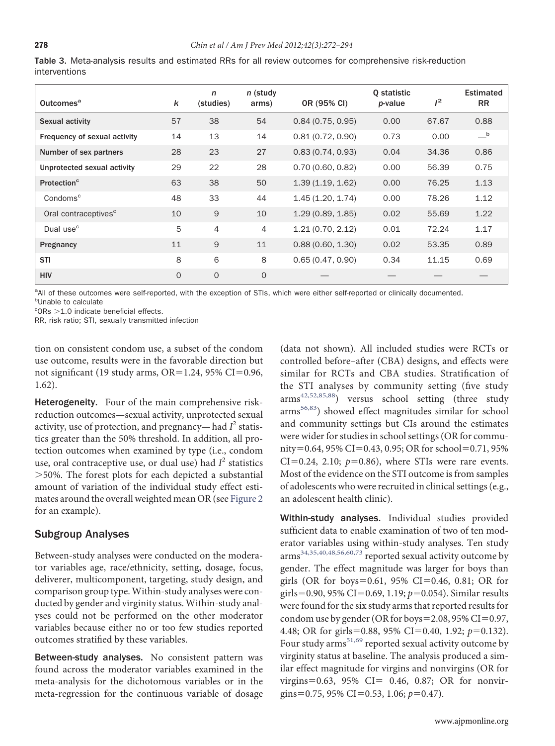Table 3. Meta-analysis results and estimated RRs for all review outcomes for comprehensive risk-reduction interventions

| Outcomes[a] | $k$ | $n$ (studies) | $n$ (study arms) | OR (95% CI) | Q statistic $p$-value | $I^2$ | Estimated RR |
|---|---|---|---|---|---|---|---|
| **Sexual activity** | 57 | 38 | 54 | 0.84 (0.75, 0.95) | 0.00 | 67.67 | 0.88 |
| **Frequency of sexual activity** | 14 | 13 | 14 | 0.81 (0.72, 0.90) | 0.73 | 0.00 | —[b] |
| **Number of sex partners** | 28 | 23 | 27 | 0.83 (0.74, 0.93) | 0.04 | 34.36 | 0.86 |
| **Unprotected sexual activity** | 29 | 22 | 28 | 0.70 (0.60, 0.82) | 0.00 | 56.39 | 0.75 |
| **Protection**[c] | 63 | 38 | 50 | 1.39 (1.19, 1.62) | 0.00 | 76.25 | 1.13 |
| Condoms[c] | 48 | 33 | 44 | 1.45 (1.20, 1.74) | 0.00 | 78.26 | 1.12 |
| Oral contraceptives[c] | 10 | 9 | 10 | 1.29 (0.89, 1.85) | 0.02 | 55.69 | 1.22 |
| Dual use[c] | 5 | 4 | 4 | 1.21 (0.70, 2.12) | 0.01 | 72.24 | 1.17 |
| **Pregnancy** | 11 | 9 | 11 | 0.88 (0.60, 1.30) | 0.02 | 53.35 | 0.89 |
| **STI** | 8 | 6 | 8 | 0.65 (0.47, 0.90) | 0.34 | 11.15 | 0.69 |
| **HIV** | 0 | 0 | 0 | — | — | — | — |

[a]All of these outcomes were self-reported, with the exception of STIs, which were either self-reported or clinically documented.
[b]Unable to calculate
[c]ORs >1.0 indicate beneficial effects.
RR, risk ratio; STI, sexually transmitted infection

tion on consistent condom use, a subset of the condom use outcome, results were in the favorable direction but not significant (19 study arms, OR=1.24, 95% CI=0.96, 1.62).

**Heterogeneity.** Four of the main comprehensive risk-reduction outcomes—sexual activity, unprotected sexual activity, use of protection, and pregnancy—had $I^2$ statistics greater than the 50% threshold. In addition, all protection outcomes when examined by type (i.e., condom use, oral contraceptive use, or dual use) had $I^2$ statistics >50%. The forest plots for each depicted a substantial amount of variation of the individual study effect estimates around the overall weighted mean OR (see Figure 2 for an example).

## Subgroup Analyses

Between-study analyses were conducted on the moderator variables age, race/ethnicity, setting, dosage, focus, deliverer, multicomponent, targeting, study design, and comparison group type. Within-study analyses were conducted by gender and virginity status. Within-study analyses could not be performed on the other moderator variables because either no or too few studies reported outcomes stratified by these variables.

**Between-study analyses.** No consistent pattern was found across the moderator variables examined in the meta-analysis for the dichotomous variables or in the meta-regression for the continuous variable of dosage (data not shown). All included studies were RCTs or controlled before–after (CBA) designs, and effects were similar for RCTs and CBA studies. Stratification of the STI analyses by community setting (five study arms[42,52,85,88]) versus school setting (three study arms[56,83]) showed effect magnitudes similar for school and community settings but CIs around the estimates were wider for studies in school settings (OR for community=0.64, 95% CI=0.43, 0.95; OR for school=0.71, 95% CI=0.24, 2.10; $p$=0.86), where STIs were rare events. Most of the evidence on the STI outcome is from samples of adolescents who were recruited in clinical settings (e.g., an adolescent health clinic).

**Within-study analyses.** Individual studies provided sufficient data to enable examination of two of ten moderator variables using within-study analyses. Ten study arms[34,35,40,48,56,60,73] reported sexual activity outcome by gender. The effect magnitude was larger for boys than girls (OR for boys=0.61, 95% CI=0.46, 0.81; OR for girls=0.90, 95% CI=0.69, 1.19; $p$=0.054). Similar results were found for the six study arms that reported results for condom use by gender (OR for boys=2.08, 95% CI=0.97, 4.48; OR for girls=0.88, 95% CI=0.40, 1.92; $p$=0.132). Four study arms[51,69] reported sexual activity outcome by virginity status at baseline. The analysis produced a similar effect magnitude for virgins and nonvirgins (OR for virgins=0.63, 95% CI= 0.46, 0.87; OR for nonvirgins=0.75, 95% CI=0.53, 1.06; $p$=0.47).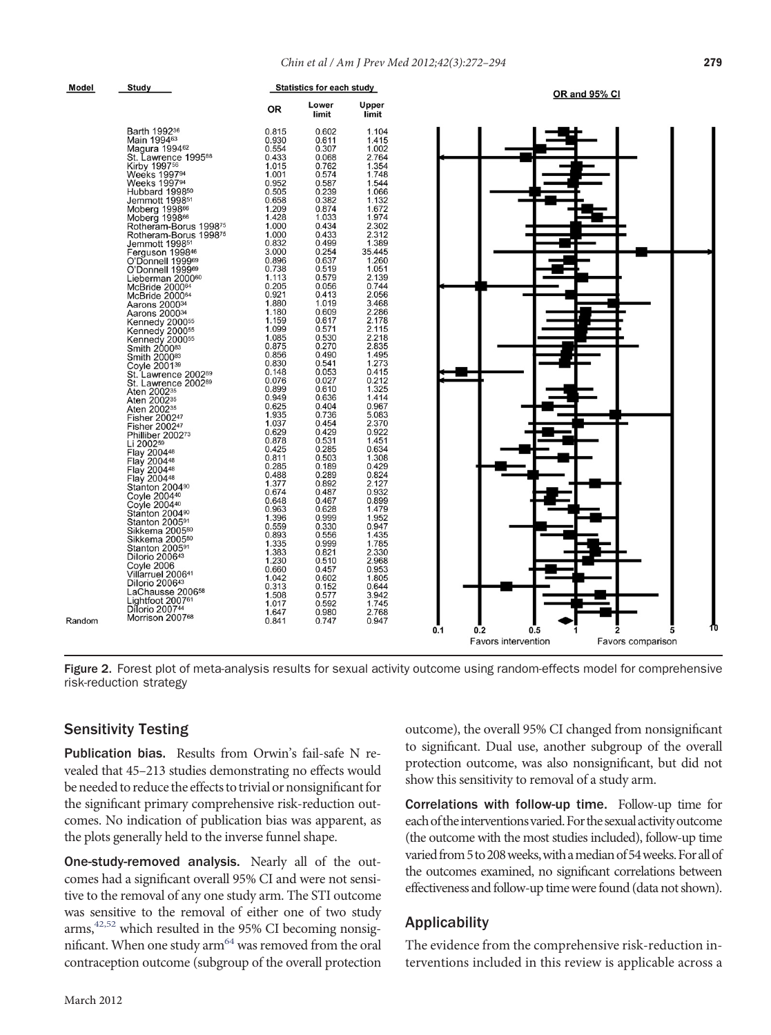| Model | Study | OR | Lower limit | Upper limit |
|---|---|---|---|---|
| | Barth 1992[36] | 0.815 | 0.602 | 1.104 |
| | Main 1994[63] | 0.930 | 0.611 | 1.415 |
| | Magura 1994[62] | 0.554 | 0.307 | 1.002 |
| | St. Lawrence 1995[88] | 0.433 | 0.068 | 2.764 |
| | Kirby 1997[56] | 1.015 | 0.762 | 1.354 |
| | Weeks 1997[94] | 1.001 | 0.574 | 1.748 |
| | Weeks 1997[94] | 0.952 | 0.587 | 1.544 |
| | Hubbard 1998[50] | 0.505 | 0.239 | 1.066 |
| | Jemmott 1998[51] | 0.658 | 0.382 | 1.132 |
| | Moberg 1998[66] | 1.209 | 0.874 | 1.672 |
| | Moberg 1998[66] | 1.428 | 1.033 | 1.974 |
| | Rotheram-Borus 1998[75] | 1.000 | 0.434 | 2.302 |
| | Rotheram-Borus 1998[75] | 1.000 | 0.433 | 2.312 |
| | Jemmott 1998[51] | 0.832 | 0.499 | 1.389 |
| | Ferguson 1998[46] | 3.000 | 0.254 | 35.445 |
| | O'Donnell 1999[69] | 0.896 | 0.637 | 1.260 |
| | O'Donnell 1999[69] | 0.738 | 0.519 | 1.051 |
| | Lieberman 2000[60] | 1.113 | 0.579 | 2.139 |
| | McBride 2000[64] | 0.205 | 0.056 | 0.744 |
| | McBride 2000[64] | 0.921 | 0.413 | 2.056 |
| | Aarons 2000[34] | 1.880 | 1.019 | 3.468 |
| | Aarons 2000[34] | 1.180 | 0.609 | 2.286 |
| | Kennedy 2000[55] | 1.159 | 0.617 | 2.178 |
| | Kennedy 2000[55] | 1.099 | 0.571 | 2.115 |
| | Kennedy 2000[55] | 1.085 | 0.530 | 2.218 |
| | Smith 2000[83] | 0.875 | 0.270 | 2.635 |
| | Smith 2000[83] | 0.856 | 0.490 | 1.495 |
| | Coyle 2001[39] | 0.830 | 0.541 | 1.273 |
| | St. Lawrence 2002[89] | 0.148 | 0.053 | 0.415 |
| | St. Lawrence 2002[89] | 0.076 | 0.027 | 0.212 |
| | Aten 2002[35] | 0.899 | 0.610 | 1.325 |
| | Aten 2002[35] | 0.949 | 0.636 | 1.414 |
| | Aten 2002[35] | 0.625 | 0.404 | 0.967 |
| | Fisher 2002[47] | 1.935 | 0.736 | 5.083 |
| | Fisher 2002[47] | 1.037 | 0.454 | 2.370 |
| | Philliber 2002[73] | 0.629 | 0.429 | 0.922 |
| | Li 2002[59] | 0.878 | 0.531 | 1.451 |
| | Flay 2004[48] | 0.425 | 0.285 | 0.634 |
| | Flay 2004[48] | 0.811 | 0.503 | 1.308 |
| | Flay 2004[48] | 0.285 | 0.189 | 0.429 |
| | Flay 2004[48] | 0.488 | 0.289 | 0.824 |
| | Stanton 2004[90] | 1.377 | 0.892 | 2.127 |
| | Coyle 2004[40] | 0.674 | 0.487 | 0.932 |
| | Coyle 2004[40] | 0.648 | 0.467 | 0.899 |
| | Stanton 2004[90] | 0.963 | 0.628 | 1.479 |
| | Stanton 2005[91] | 1.396 | 0.999 | 1.952 |
| | Sikkema 2005[80] | 0.559 | 0.330 | 0.947 |
| | Sikkema 2005[80] | 0.893 | 0.556 | 1.435 |
| | Stanton 2005[91] | 1.335 | 0.999 | 1.785 |
| | Dilorio 2006[43] | 1.383 | 0.821 | 2.330 |
| | Coyle 2006 | 1.230 | 0.510 | 2.968 |
| | Villarruel 2006[41] | 0.660 | 0.457 | 0.953 |
| | Dilorio 2006[43] | 1.042 | 0.602 | 1.805 |
| | LaChausse 2006[58] | 0.313 | 0.152 | 0.644 |
| | Lightfoot 2007[61] | 1.508 | 0.577 | 3.942 |
| | Dilorio 2007[44] | 1.017 | 0.592 | 1.745 |
| | Morrison 2007[68] | 1.647 | 0.980 | 2.768 |
| Random | | 0.841 | 0.747 | 0.947 |

Figure 2. Forest plot of meta-analysis results for sexual activity outcome using random-effects model for comprehensive risk-reduction strategy

## Sensitivity Testing

**Publication bias.** Results from Orwin's fail-safe N revealed that 45–213 studies demonstrating no effects would be needed to reduce the effects to trivial or nonsignificant for the significant primary comprehensive risk-reduction outcomes. No indication of publication bias was apparent, as the plots generally held to the inverse funnel shape.

**One-study-removed analysis.** Nearly all of the outcomes had a significant overall 95% CI and were not sensitive to the removal of any one study arm. The STI outcome was sensitive to the removal of either one of two study arms,[42,52] which resulted in the 95% CI becoming nonsignificant. When one study arm[64] was removed from the oral contraception outcome (subgroup of the overall protection outcome), the overall 95% CI changed from nonsignificant to significant. Dual use, another subgroup of the overall protection outcome, was also nonsignificant, but did not show this sensitivity to removal of a study arm.

**Correlations with follow-up time.** Follow-up time for each of the interventions varied. For the sexual activity outcome (the outcome with the most studies included), follow-up time varied from 5 to 208 weeks, with a median of 54 weeks. For all of the outcomes examined, no significant correlations between effectiveness and follow-up time were found (data not shown).

## Applicability

The evidence from the comprehensive risk-reduction interventions included in this review is applicable across a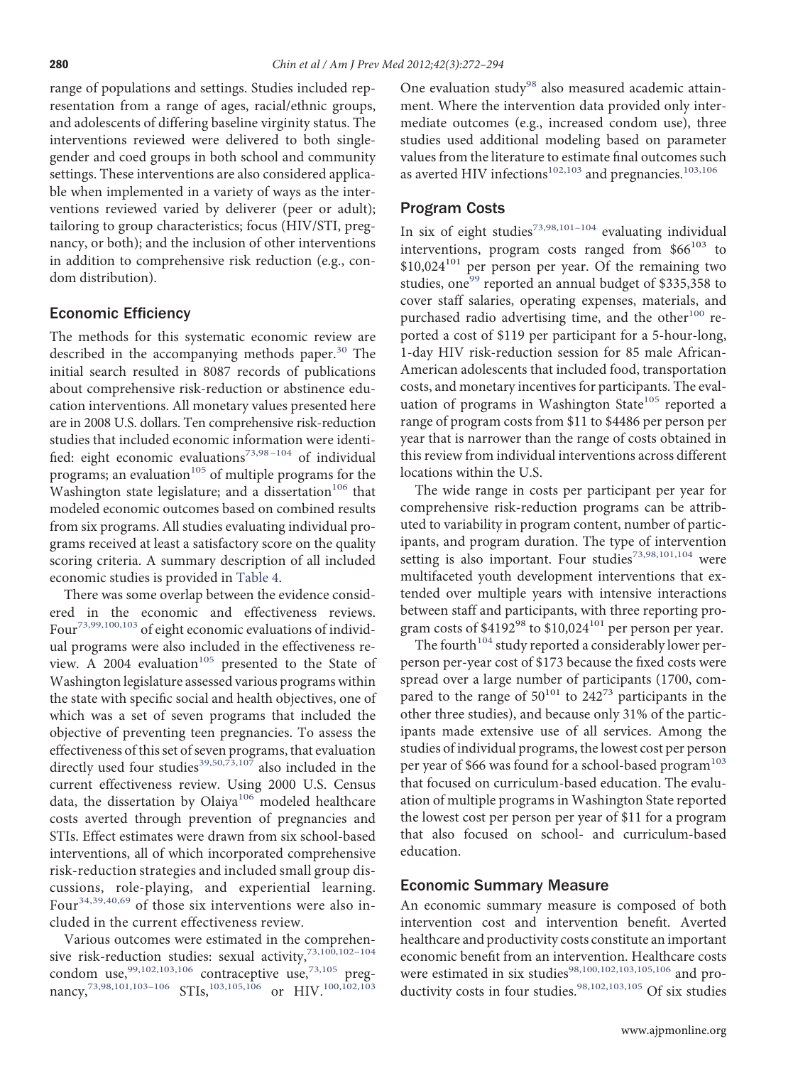range of populations and settings. Studies included representation from a range of ages, racial/ethnic groups, and adolescents of differing baseline virginity status. The interventions reviewed were delivered to both single-gender and coed groups in both school and community settings. These interventions are also considered applicable when implemented in a variety of ways as the interventions reviewed varied by deliverer (peer or adult); tailoring to group characteristics; focus (HIV/STI, pregnancy, or both); and the inclusion of other interventions in addition to comprehensive risk reduction (e.g., condom distribution).

## Economic Efficiency

The methods for this systematic economic review are described in the accompanying methods paper.[30] The initial search resulted in 8087 records of publications about comprehensive risk-reduction or abstinence education interventions. All monetary values presented here are in 2008 U.S. dollars. Ten comprehensive risk-reduction studies that included economic information were identified: eight economic evaluations[73,98–104] of individual programs; an evaluation[105] of multiple programs for the Washington state legislature; and a dissertation[106] that modeled economic outcomes based on combined results from six programs. All studies evaluating individual programs received at least a satisfactory score on the quality scoring criteria. A summary description of all included economic studies is provided in Table 4.

There was some overlap between the evidence considered in the economic and effectiveness reviews. Four[73,99,100,103] of eight economic evaluations of individual programs were also included in the effectiveness review. A 2004 evaluation[105] presented to the State of Washington legislature assessed various programs within the state with specific social and health objectives, one of which was a set of seven programs that included the objective of preventing teen pregnancies. To assess the effectiveness of this set of seven programs, that evaluation directly used four studies[39,50,73,107] also included in the current effectiveness review. Using 2000 U.S. Census data, the dissertation by Olaiya[106] modeled healthcare costs averted through prevention of pregnancies and STIs. Effect estimates were drawn from six school-based interventions, all of which incorporated comprehensive risk-reduction strategies and included small group discussions, role-playing, and experiential learning. Four[34,39,40,69] of those six interventions were also included in the current effectiveness review.

Various outcomes were estimated in the comprehensive risk-reduction studies: sexual activity,[73,100,102–104] condom use,[99,102,103,106] contraceptive use,[73,105] pregnancy,[73,98,101,103–106] STIs,[103,105,106] or HIV.[100,102,103] One evaluation study[98] also measured academic attainment. Where the intervention data provided only intermediate outcomes (e.g., increased condom use), three studies used additional modeling based on parameter values from the literature to estimate final outcomes such as averted HIV infections[102,103] and pregnancies.[103,106]

## Program Costs

In six of eight studies[73,98,101–104] evaluating individual interventions, program costs ranged from $66[103] to $10,024[101] per person per year. Of the remaining two studies, one[99] reported an annual budget of $335,358 to cover staff salaries, operating expenses, materials, and purchased radio advertising time, and the other[100] reported a cost of $119 per participant for a 5-hour-long, 1-day HIV risk-reduction session for 85 male African-American adolescents that included food, transportation costs, and monetary incentives for participants. The evaluation of programs in Washington State[105] reported a range of program costs from $11 to $4486 per person per year that is narrower than the range of costs obtained in this review from individual interventions across different locations within the U.S.

The wide range in costs per participant per year for comprehensive risk-reduction programs can be attributed to variability in program content, number of participants, and program duration. The type of intervention setting is also important. Four studies[73,98,101,104] were multifaceted youth development interventions that extended over multiple years with intensive interactions between staff and participants, with three reporting program costs of $4192[98] to $10,024[101] per person per year.

The fourth[104] study reported a considerably lower per-person per-year cost of $173 because the fixed costs were spread over a large number of participants (1700, compared to the range of 50[101] to 242[73] participants in the other three studies), and because only 31% of the participants made extensive use of all services. Among the studies of individual programs, the lowest cost per person per year of $66 was found for a school-based program[103] that focused on curriculum-based education. The evaluation of multiple programs in Washington State reported the lowest cost per person per year of $11 for a program that also focused on school- and curriculum-based education.

## Economic Summary Measure

An economic summary measure is composed of both intervention cost and intervention benefit. Averted healthcare and productivity costs constitute an important economic benefit from an intervention. Healthcare costs were estimated in six studies[98,100,102,103,105,106] and productivity costs in four studies.[98,102,103,105] Of six studies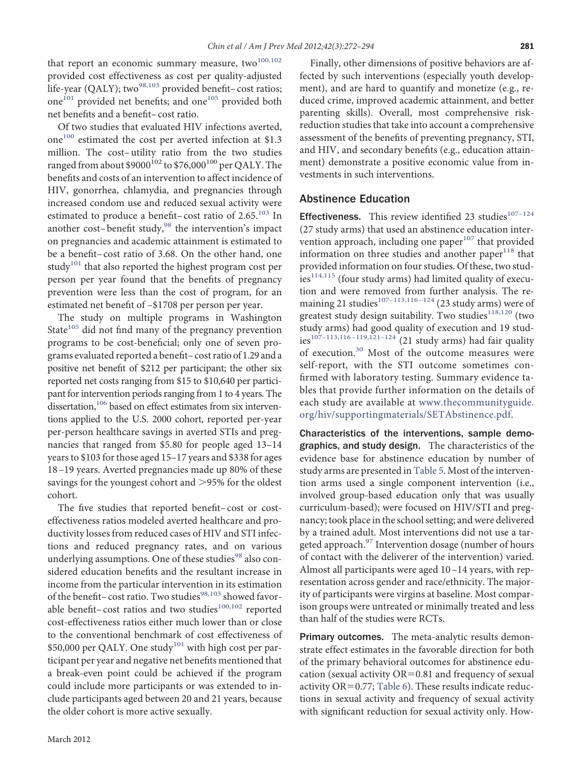that report an economic summary measure, two[100,102] provided cost effectiveness as cost per quality-adjusted life-year (QALY); two[98,103] provided benefit–cost ratios; one[101] provided net benefits; and one[105] provided both net benefits and a benefit–cost ratio.

Of two studies that evaluated HIV infections averted, one[100] estimated the cost per averted infection at $1.3 million. The cost–utility ratio from the two studies ranged from about $9000[102] to $76,000[100] per QALY. The benefits and costs of an intervention to affect incidence of HIV, gonorrhea, chlamydia, and pregnancies through increased condom use and reduced sexual activity were estimated to produce a benefit–cost ratio of 2.65.[103] In another cost–benefit study,[98] the intervention's impact on pregnancies and academic attainment is estimated to be a benefit–cost ratio of 3.68. On the other hand, one study[101] that also reported the highest program cost per person per year found that the benefits of pregnancy prevention were less than the cost of program, for an estimated net benefit of –$1708 per person per year.

The study on multiple programs in Washington State[105] did not find many of the pregnancy prevention programs to be cost-beneficial; only one of seven programs evaluated reported a benefit–cost ratio of 1.29 and a positive net benefit of $212 per participant; the other six reported net costs ranging from $15 to $10,640 per participant for intervention periods ranging from 1 to 4 years. The dissertation,[106] based on effect estimates from six interventions applied to the U.S. 2000 cohort, reported per-year per-person healthcare savings in averted STIs and pregnancies that ranged from $5.80 for people aged 13–14 years to $103 for those aged 15–17 years and $338 for ages 18–19 years. Averted pregnancies made up 80% of these savings for the youngest cohort and >95% for the oldest cohort.

The five studies that reported benefit–cost or cost-effectiveness ratios modeled averted healthcare and productivity losses from reduced cases of HIV and STI infections and reduced pregnancy rates, and on various underlying assumptions. One of these studies[98] also considered education benefits and the resultant increase in income from the particular intervention in its estimation of the benefit–cost ratio. Two studies[98,103] showed favorable benefit–cost ratios and two studies[100,102] reported cost-effectiveness ratios either much lower than or close to the conventional benchmark of cost effectiveness of $50,000 per QALY. One study[101] with high cost per participant per year and negative net benefits mentioned that a break-even point could be achieved if the program could include more participants or was extended to include participants aged between 20 and 21 years, because the older cohort is more active sexually.

Finally, other dimensions of positive behaviors are affected by such interventions (especially youth development), and are hard to quantify and monetize (e.g., reduced crime, improved academic attainment, and better parenting skills). Overall, most comprehensive risk-reduction studies that take into account a comprehensive assessment of the benefits of preventing pregnancy, STI, and HIV, and secondary benefits (e.g., education attainment) demonstrate a positive economic value from investments in such interventions.

## Abstinence Education

**Effectiveness.** This review identified 23 studies[107–124] (27 study arms) that used an abstinence education intervention approach, including one paper[107] that provided information on three studies and another paper[118] that provided information on four studies. Of these, two studies[114,115] (four study arms) had limited quality of execution and were removed from further analysis. The remaining 21 studies[107–113,116–124] (23 study arms) were of greatest study design suitability. Two studies[118,120] (two study arms) had good quality of execution and 19 studies[107–113,116–119,121–124] (21 study arms) had fair quality of execution.[30] Most of the outcome measures were self-report, with the STI outcome sometimes confirmed with laboratory testing. Summary evidence tables that provide further information on the details of each study are available at www.thecommunityguide.org/hiv/supportingmaterials/SETAbstinence.pdf.

**Characteristics of the interventions, sample demographics, and study design.** The characteristics of the evidence base for abstinence education by number of study arms are presented in Table 5. Most of the intervention arms used a single component intervention (i.e., involved group-based education only that was usually curriculum-based); were focused on HIV/STI and pregnancy; took place in the school setting; and were delivered by a trained adult. Most interventions did not use a targeted approach.[97] Intervention dosage (number of hours of contact with the deliverer of the intervention) varied. Almost all participants were aged 10–14 years, with representation across gender and race/ethnicity. The majority of participants were virgins at baseline. Most comparison groups were untreated or minimally treated and less than half of the studies were RCTs.

**Primary outcomes.** The meta-analytic results demonstrate effect estimates in the favorable direction for both of the primary behavioral outcomes for abstinence education (sexual activity OR=0.81 and frequency of sexual activity OR=0.77; Table 6). These results indicate reductions in sexual activity and frequency of sexual activity with significant reduction for sexual activity only. How-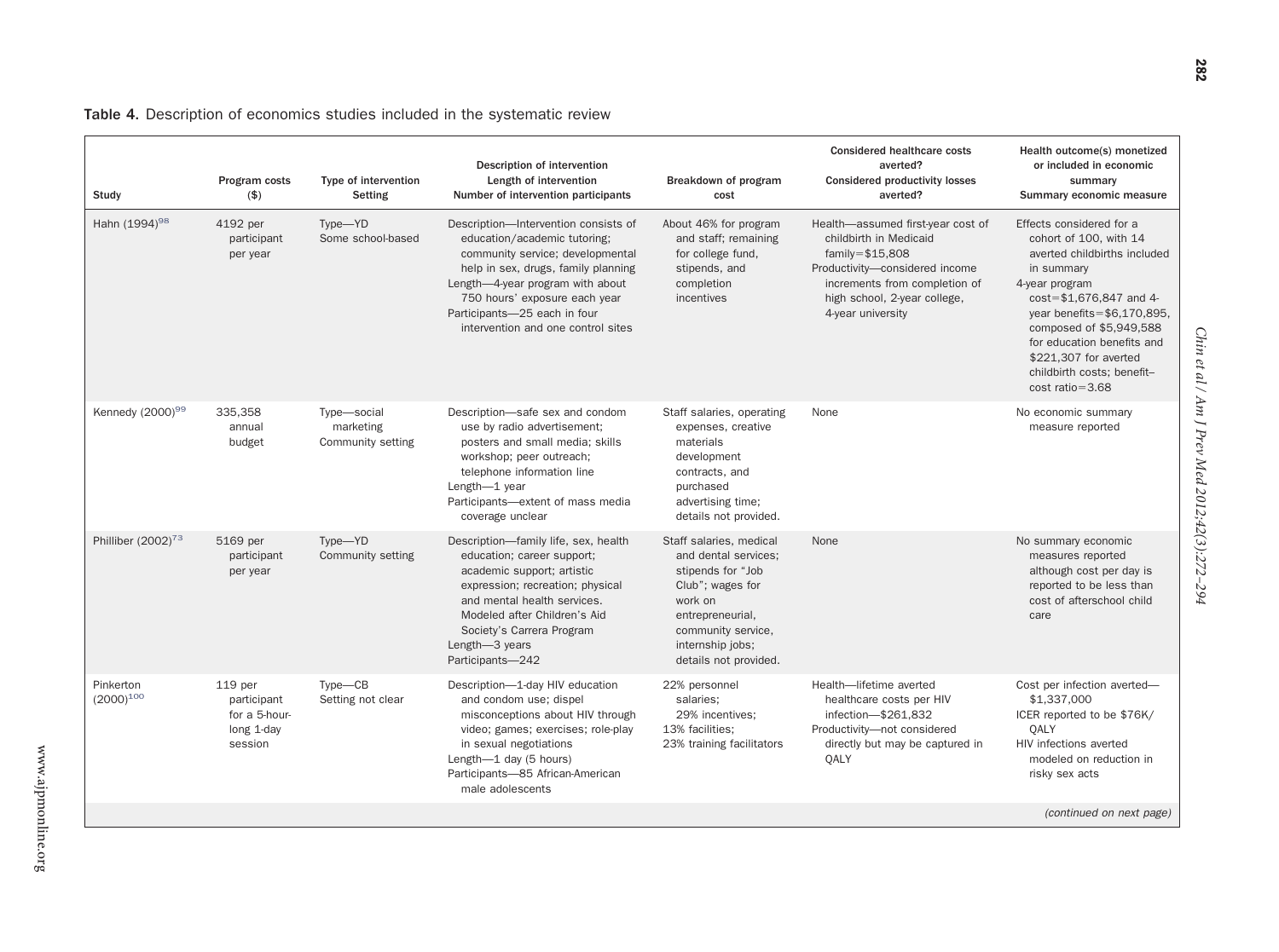**Table 4.** Description of economics studies included in the systematic review

| Study | Program costs ($) | Type of intervention Setting | Description of intervention Length of intervention Number of intervention participants | Breakdown of program cost | Considered healthcare costs averted? Considered productivity losses averted? | Health outcome(s) monetized or included in economic summary Summary economic measure |
|---|---|---|---|---|---|---|
| Hahn (1994)[98] | 4192 per participant per year | Type—YD Some school-based | Description—Intervention consists of education/academic tutoring; community service; developmental help in sex, drugs, family planning Length—4-year program with about 750 hours' exposure each year Participants—25 each in four intervention and one control sites | About 46% for program and staff; remaining for college fund, stipends, and completion incentives | Health—assumed first-year cost of childbirth in Medicaid family=$15,808 Productivity—considered income increments from completion of high school, 2-year college, 4-year university | Effects considered for a cohort of 100, with 14 averted childbirths included in summary 4-year program cost=$1,676,847 and 4-year benefits=$6,170,895, composed of $5,949,588 for education benefits and $221,307 for averted childbirth costs; benefit–cost ratio=3.68 |
| Kennedy (2000)[99] | 335,358 annual budget | Type—social marketing Community setting | Description—safe sex and condom use by radio advertisement; posters and small media; skills workshop; peer outreach; telephone information line Length—1 year Participants—extent of mass media coverage unclear | Staff salaries, operating expenses, creative materials development contracts, and purchased advertising time; details not provided. | None | No economic summary measure reported |
| Philliber (2002)[73] | 5169 per participant per year | Type—YD Community setting | Description—family life, sex, health education; career support; academic support; artistic expression; recreation; physical and mental health services. Modeled after Children's Aid Society's Carrera Program Length—3 years Participants—242 | Staff salaries, medical and dental services; stipends for "Job Club"; wages for work on entrepreneurial, community service, internship jobs; details not provided. | None | No summary economic measures reported although cost per day is reported to be less than cost of afterschool child care |
| Pinkerton (2000)[100] | 119 per participant for a 5-hour-long 1-day session | Type—CB Setting not clear | Description—1-day HIV education and condom use; dispel misconceptions about HIV through video; games; exercises; role-play in sexual negotiations Length—1 day (5 hours) Participants—85 African-American male adolescents | 22% personnel salaries; 29% incentives; 13% facilities; 23% training facilitators | Health—lifetime averted healthcare costs per HIV infection—$261,832 Productivity—not considered directly but may be captured in QALY | Cost per infection averted—$1,337,000 ICER reported to be $76K/QALY HIV infections averted modeled on reduction in risky sex acts |

*(continued on next page)*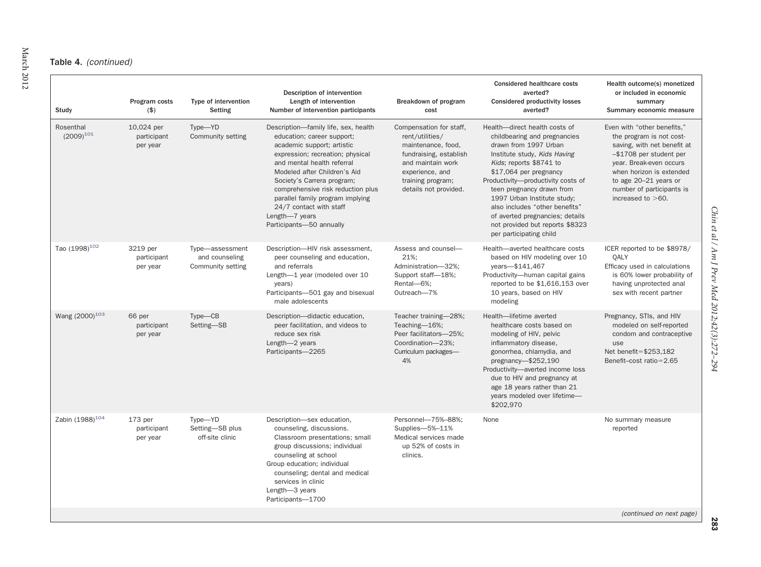**Table 4.** *(continued)*

| Study | Program costs ($) | Type of intervention<br>Setting | Description of intervention<br>Length of intervention<br>Number of intervention participants | Breakdown of program cost | Considered healthcare costs averted?<br>Considered productivity losses averted? | Health outcome(s) monetized or included in economic summary<br>Summary economic measure |
|---|---|---|---|---|---|---|
| Rosenthal (2009)[101] | 10,024 per participant per year | Type—YD<br>Community setting | Description—family life, sex, health education; career support; academic support; artistic expression; recreation; physical and mental health referral<br>Modeled after Children's Aid Society's Carrera program; comprehensive risk reduction plus parallel family program implying 24/7 contact with staff<br>Length—7 years<br>Participants—50 annually | Compensation for staff, rent/utilities/ maintenance, food, fundraising, establish and maintain work experience, and training program; details not provided. | Health—direct health costs of childbearing and pregnancies drawn from 1997 Urban Institute study, *Kids Having Kids*; reports $8741 to $17,064 per pregnancy<br>Productivity—productivity costs of teen pregnancy drawn from 1997 Urban Institute study; also includes "other benefits" of averted pregnancies; details not provided but reports $8323 per participating child | Even with "other benefits," the program is not cost-saving, with net benefit at –$1708 per student per year. Break-even occurs when horizon is extended to age 20–21 years or number of participants is increased to >60. |
| Tao (1998)[102] | 3219 per participant per year | Type—assessment and counseling<br>Community setting | Description—HIV risk assessment, peer counseling and education, and referrals<br>Length—1 year (modeled over 10 years)<br>Participants—501 gay and bisexual male adolescents | Assess and counsel—21%;<br>Administration—32%;<br>Support staff—18%;<br>Rental—6%;<br>Outreach—7% | Health—averted healthcare costs based on HIV modeling over 10 years—$141,467<br>Productivity—human capital gains reported to be $1,616,153 over 10 years, based on HIV modeling | ICER reported to be $8978/ QALY<br>Efficacy used in calculations is 60% lower probability of having unprotected anal sex with recent partner |
| Wang (2000)[103] | 66 per participant per year | Type—CB<br>Setting—SB | Description—didactic education, peer facilitation, and videos to reduce sex risk<br>Length—2 years<br>Participants—2265 | Teacher training—28%;<br>Teaching—16%;<br>Peer facilitators—25%;<br>Coordination—23%;<br>Curriculum packages—4% | Health—lifetime averted healthcare costs based on modeling of HIV, pelvic inflammatory disease, gonorrhea, chlamydia, and pregnancy—$252,190<br>Productivity—averted income loss due to HIV and pregnancy at age 18 years rather than 21 years modeled over lifetime—$202,970 | Pregnancy, STIs, and HIV modeled on self-reported condom and contraceptive use<br>Net benefit=$253,182<br>Benefit–cost ratio=2.65 |
| Zabin (1988)[104] | 173 per participant per year | Type—YD<br>Setting—SB plus off-site clinic | Description—sex education, counseling, discussions. Classroom presentations; small group discussions; individual counseling at school<br>Group education; individual counseling; dental and medical services in clinic<br>Length—3 years<br>Participants—1700 | Personnel—75%–88%;<br>Supplies—5%–11%<br>Medical services made up 52% of costs in clinics. | None | No summary measure reported |

*(continued on next page)*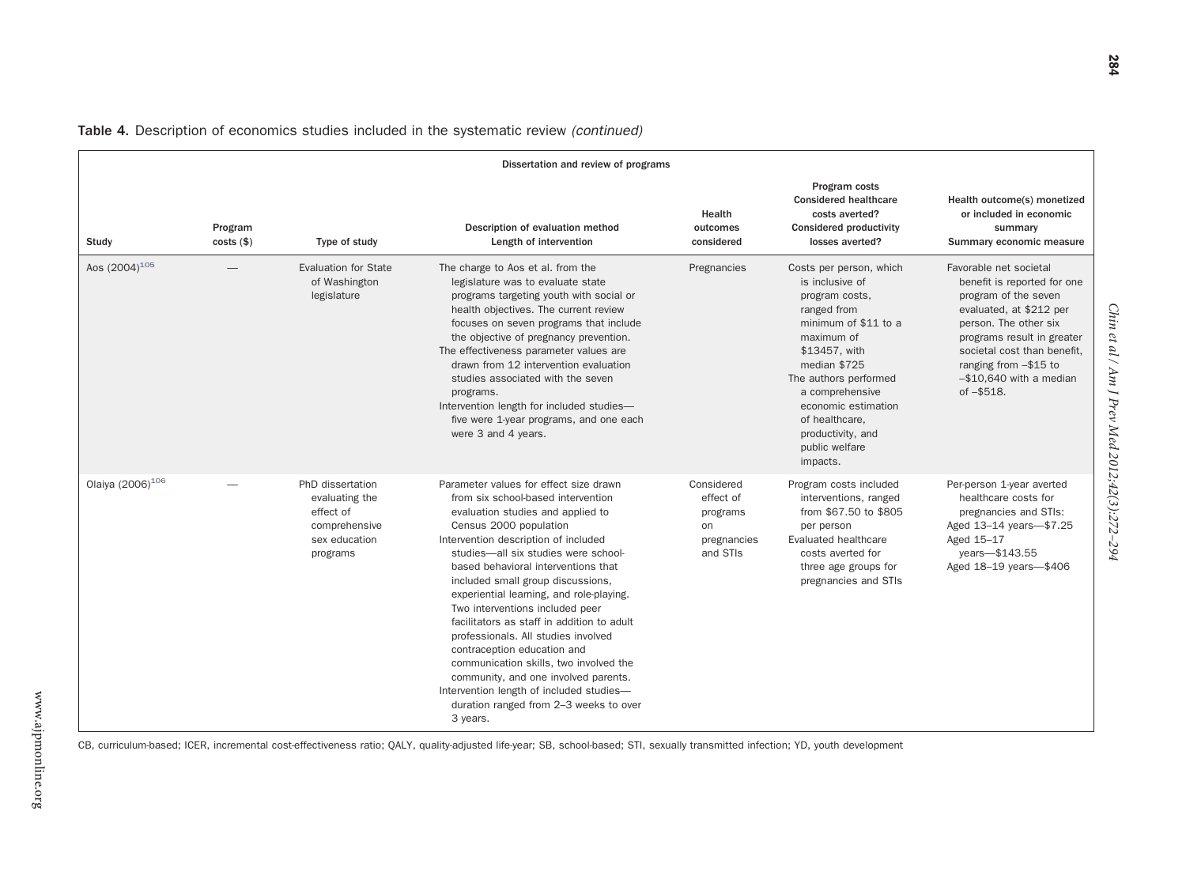**Table 4.** Description of economics studies included in the systematic review *(continued)*

| Study | Program costs ($) | Type of study | Description of evaluation method<br>Length of intervention | Health outcomes considered | Program costs<br>Considered healthcare costs averted?<br>Considered productivity losses averted? | Health outcome(s) monetized or included in economic summary<br>Summary economic measure |
|---|---|---|---|---|---|---|
| **Dissertation and review of programs** | | | | | | |
| Aos (2004)[105] | — | Evaluation for State of Washington legislature | The charge to Aos et al. from the legislature was to evaluate state programs targeting youth with social or health objectives. The current review focuses on seven programs that include the objective of pregnancy prevention.<br>The effectiveness parameter values are drawn from 12 intervention evaluation studies associated with the seven programs.<br>Intervention length for included studies—five were 1-year programs, and one each were 3 and 4 years. | Pregnancies | Costs per person, which is inclusive of program costs, ranged from minimum of $11 to a maximum of $13457, with median $725<br>The authors performed a comprehensive economic estimation of healthcare, productivity, and public welfare impacts. | Favorable net societal benefit is reported for one program of the seven evaluated, at $212 per person. The other six programs result in greater societal cost than benefit, ranging from –$15 to –$10,640 with a median of –$518. |
| Olaiya (2006)[106] | — | PhD dissertation evaluating the effect of comprehensive sex education programs | Parameter values for effect size drawn from six school-based intervention evaluation studies and applied to Census 2000 population<br>Intervention description of included studies—all six studies were school-based behavioral interventions that included small group discussions, experiential learning, and role-playing. Two interventions included peer facilitators as staff in addition to adult professionals. All studies involved contraception education and communication skills, two involved the community, and one involved parents.<br>Intervention length of included studies—duration ranged from 2–3 weeks to over 3 years. | Considered effect of programs on pregnancies and STIs | Program costs included interventions, ranged from $67.50 to $805 per person<br>Evaluated healthcare costs averted for three age groups for pregnancies and STIs | Per-person 1-year averted healthcare costs for pregnancies and STIs:<br>Aged 13–14 years—$7.25<br>Aged 15–17 years—$143.55<br>Aged 18–19 years—$406 |

CB, curriculum-based; ICER, incremental cost-effectiveness ratio; QALY, quality-adjusted life-year; SB, school-based; STI, sexually transmitted infection; YD, youth development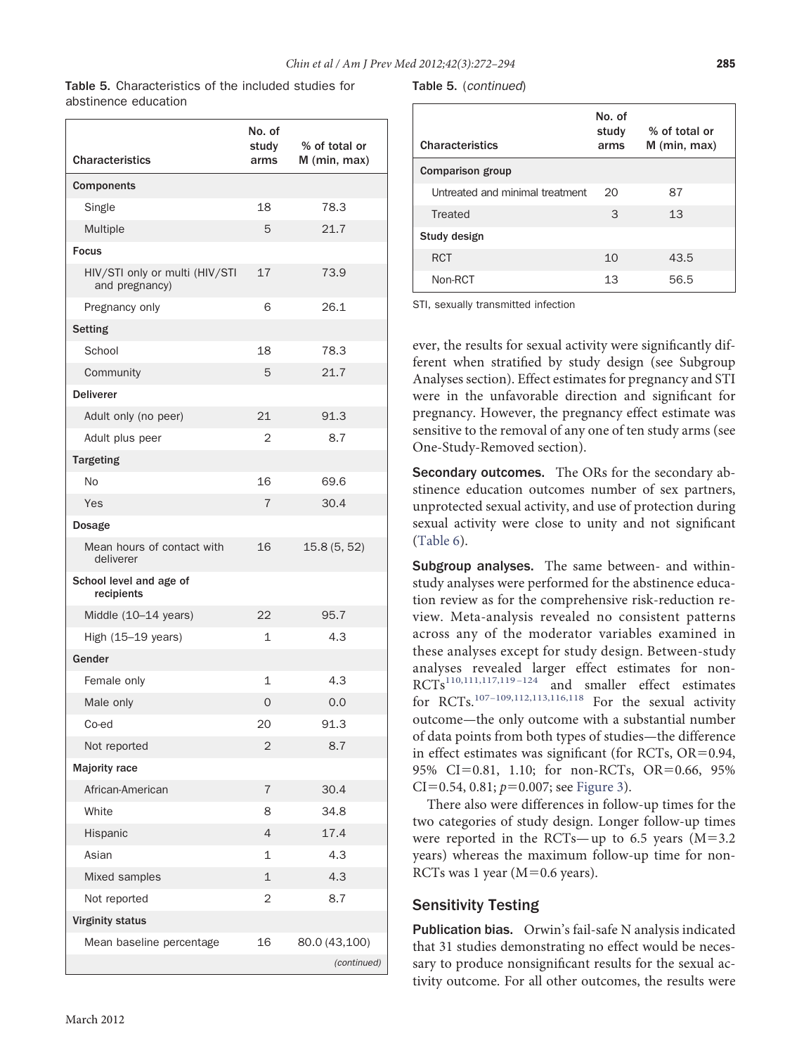**Table 5.** Characteristics of the included studies for abstinence education

| Characteristics | No. of study arms | % of total or M (min, max) |
|---|---|---|
| **Components** | | |
| Single | 18 | 78.3 |
| Multiple | 5 | 21.7 |
| **Focus** | | |
| HIV/STI only or multi (HIV/STI and pregnancy) | 17 | 73.9 |
| Pregnancy only | 6 | 26.1 |
| **Setting** | | |
| School | 18 | 78.3 |
| Community | 5 | 21.7 |
| **Deliverer** | | |
| Adult only (no peer) | 21 | 91.3 |
| Adult plus peer | 2 | 8.7 |
| **Targeting** | | |
| No | 16 | 69.6 |
| Yes | 7 | 30.4 |
| **Dosage** | | |
| Mean hours of contact with deliverer | 16 | 15.8 (5, 52) |
| **School level and age of recipients** | | |
| Middle (10–14 years) | 22 | 95.7 |
| High (15–19 years) | 1 | 4.3 |
| **Gender** | | |
| Female only | 1 | 4.3 |
| Male only | 0 | 0.0 |
| Co-ed | 20 | 91.3 |
| Not reported | 2 | 8.7 |
| **Majority race** | | |
| African-American | 7 | 30.4 |
| White | 8 | 34.8 |
| Hispanic | 4 | 17.4 |
| Asian | 1 | 4.3 |
| Mixed samples | 1 | 4.3 |
| Not reported | 2 | 8.7 |
| **Virginity status** | | |
| Mean baseline percentage | 16 | 80.0 (43,100) |
| **Comparison group** | | |
| Untreated and minimal treatment | 20 | 87 |
| Treated | 3 | 13 |
| **Study design** | | |
| RCT | 10 | 43.5 |
| Non-RCT | 13 | 56.5 |

STI, sexually transmitted infection

ever, the results for sexual activity were significantly different when stratified by study design (see Subgroup Analyses section). Effect estimates for pregnancy and STI were in the unfavorable direction and significant for pregnancy. However, the pregnancy effect estimate was sensitive to the removal of any one of ten study arms (see One-Study-Removed section).

**Secondary outcomes.** The ORs for the secondary abstinence education outcomes number of sex partners, unprotected sexual activity, and use of protection during sexual activity were close to unity and not significant (Table 6).

**Subgroup analyses.** The same between- and within-study analyses were performed for the abstinence education review as for the comprehensive risk-reduction review. Meta-analysis revealed no consistent patterns across any of the moderator variables examined in these analyses except for study design. Between-study analyses revealed larger effect estimates for non-RCTs[110,111,117,119–124] and smaller effect estimates for RCTs.[107–109,112,113,116,118] For the sexual activity outcome—the only outcome with a substantial number of data points from both types of studies—the difference in effect estimates was significant (for RCTs, OR=0.94, 95% CI=0.81, 1.10; for non-RCTs, OR=0.66, 95% CI=0.54, 0.81; $p=0.007$; see Figure 3).

There also were differences in follow-up times for the two categories of study design. Longer follow-up times were reported in the RCTs—up to 6.5 years (M=3.2 years) whereas the maximum follow-up time for non-RCTs was 1 year (M=0.6 years).

## Sensitivity Testing

**Publication bias.** Orwin's fail-safe N analysis indicated that 31 studies demonstrating no effect would be necessary to produce nonsignificant results for the sexual activity outcome. For all other outcomes, the results were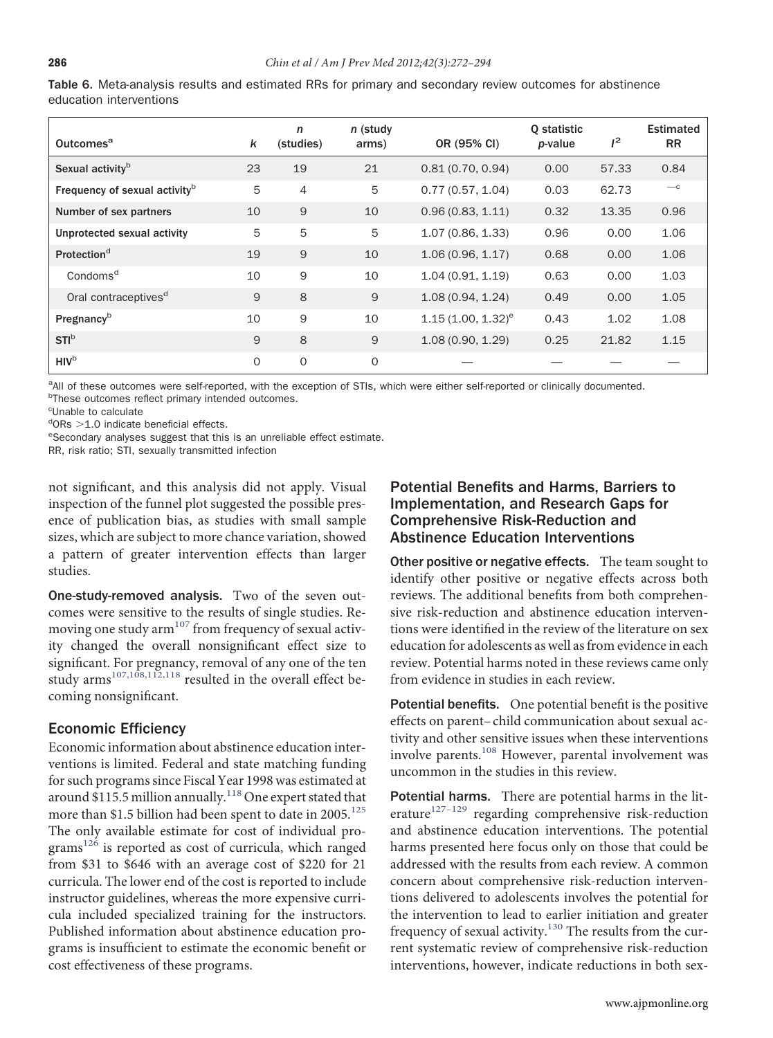Table 6. Meta-analysis results and estimated RRs for primary and secondary review outcomes for abstinence education interventions

| Outcomes[a] | k | n (studies) | n (study arms) | OR (95% CI) | Q statistic p-value | $I^2$ | Estimated RR |
|---|---|---|---|---|---|---|---|
| Sexual activity[b] | 23 | 19 | 21 | 0.81 (0.70, 0.94) | 0.00 | 57.33 | 0.84 |
| Frequency of sexual activity[b] | 5 | 4 | 5 | 0.77 (0.57, 1.04) | 0.03 | 62.73 | —[c] |
| Number of sex partners | 10 | 9 | 10 | 0.96 (0.83, 1.11) | 0.32 | 13.35 | 0.96 |
| Unprotected sexual activity | 5 | 5 | 5 | 1.07 (0.86, 1.33) | 0.96 | 0.00 | 1.06 |
| Protection[d] | 19 | 9 | 10 | 1.06 (0.96, 1.17) | 0.68 | 0.00 | 1.06 |
| Condoms[d] | 10 | 9 | 10 | 1.04 (0.91, 1.19) | 0.63 | 0.00 | 1.03 |
| Oral contraceptives[d] | 9 | 8 | 9 | 1.08 (0.94, 1.24) | 0.49 | 0.00 | 1.05 |
| Pregnancy[b] | 10 | 9 | 10 | 1.15 (1.00, 1.32)[e] | 0.43 | 1.02 | 1.08 |
| STI[b] | 9 | 8 | 9 | 1.08 (0.90, 1.29) | 0.25 | 21.82 | 1.15 |
| HIV[b] | 0 | 0 | 0 | — | — | — | — |

[a]All of these outcomes were self-reported, with the exception of STIs, which were either self-reported or clinically documented.
[b]These outcomes reflect primary intended outcomes.
[c]Unable to calculate
[d]ORs >1.0 indicate beneficial effects.
[e]Secondary analyses suggest that this is an unreliable effect estimate.
RR, risk ratio; STI, sexually transmitted infection

not significant, and this analysis did not apply. Visual inspection of the funnel plot suggested the possible presence of publication bias, as studies with small sample sizes, which are subject to more chance variation, showed a pattern of greater intervention effects than larger studies.

**One-study-removed analysis.** Two of the seven outcomes were sensitive to the results of single studies. Removing one study arm[107] from frequency of sexual activity changed the overall nonsignificant effect size to significant. For pregnancy, removal of any one of the ten study arms[107,108,112,118] resulted in the overall effect becoming nonsignificant.

## Economic Efficiency

Economic information about abstinence education interventions is limited. Federal and state matching funding for such programs since Fiscal Year 1998 was estimated at around $115.5 million annually.[118] One expert stated that more than $1.5 billion had been spent to date in 2005.[125] The only available estimate for cost of individual programs[126] is reported as cost of curricula, which ranged from $31 to $646 with an average cost of $220 for 21 curricula. The lower end of the cost is reported to include instructor guidelines, whereas the more expensive curricula included specialized training for the instructors. Published information about abstinence education programs is insufficient to estimate the economic benefit or cost effectiveness of these programs.

## Potential Benefits and Harms, Barriers to Implementation, and Research Gaps for Comprehensive Risk-Reduction and Abstinence Education Interventions

**Other positive or negative effects.** The team sought to identify other positive or negative effects across both reviews. The additional benefits from both comprehensive risk-reduction and abstinence education interventions were identified in the review of the literature on sex education for adolescents as well as from evidence in each review. Potential harms noted in these reviews came only from evidence in studies in each review.

**Potential benefits.** One potential benefit is the positive effects on parent–child communication about sexual activity and other sensitive issues when these interventions involve parents.[108] However, parental involvement was uncommon in the studies in this review.

**Potential harms.** There are potential harms in the literature[127–129] regarding comprehensive risk-reduction and abstinence education interventions. The potential harms presented here focus only on those that could be addressed with the results from each review. A common concern about comprehensive risk-reduction interventions delivered to adolescents involves the potential for the intervention to lead to earlier initiation and greater frequency of sexual activity.[130] The results from the current systematic review of comprehensive risk-reduction interventions, however, indicate reductions in both sex-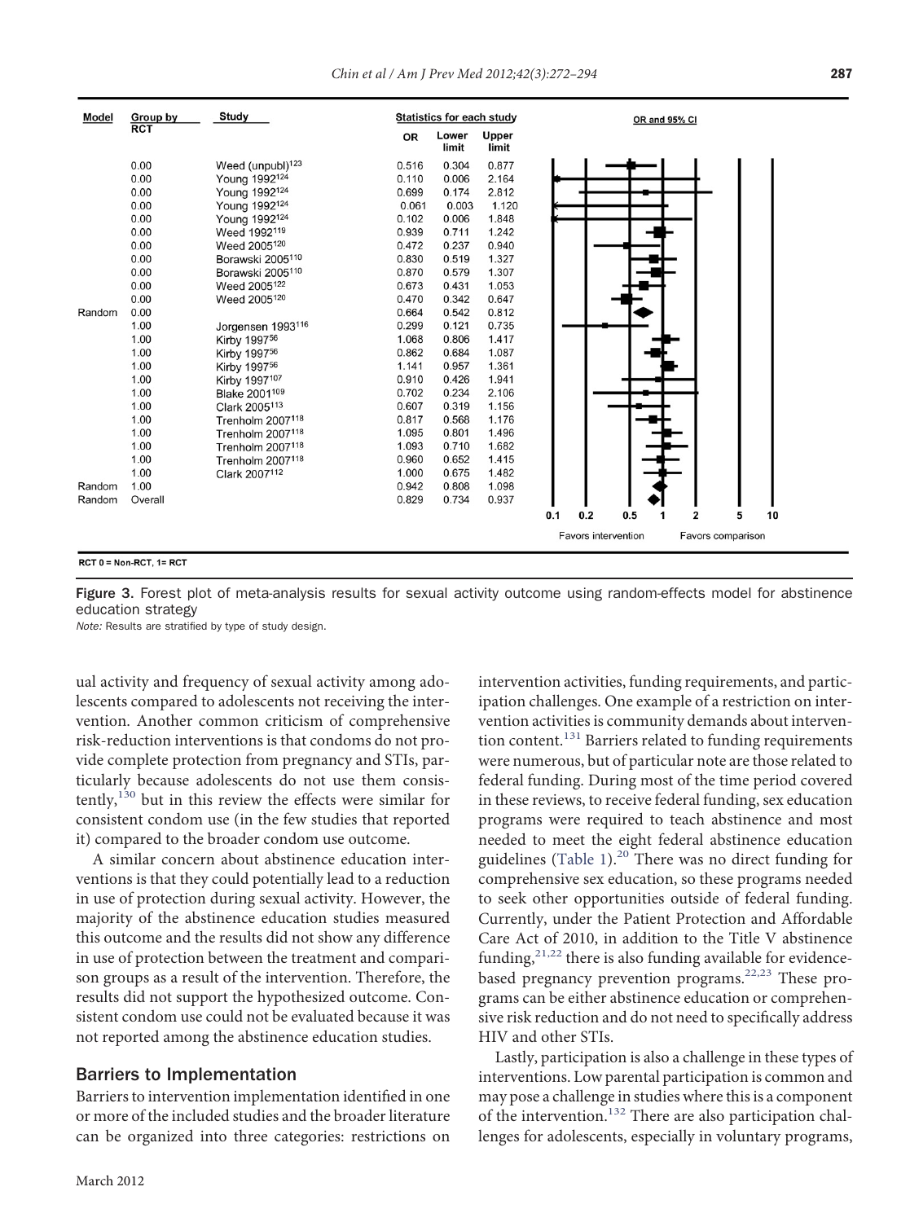| Model | Group by RCT | Study | OR | Lower limit | Upper limit |
|---|---|---|---|---|---|
| | 0.00 | Weed (unpubl)[123] | 0.516 | 0.304 | 0.877 |
| | 0.00 | Young 1992[124] | 0.110 | 0.006 | 2.164 |
| | 0.00 | Young 1992[124] | 0.699 | 0.174 | 2.812 |
| | 0.00 | Young 1992[124] | 0.061 | 0.003 | 1.120 |
| | 0.00 | Young 1992[124] | 0.102 | 0.006 | 1.848 |
| | 0.00 | Weed 1992[119] | 0.939 | 0.711 | 1.242 |
| | 0.00 | Weed 2005[120] | 0.472 | 0.237 | 0.940 |
| | 0.00 | Borawski 2005[110] | 0.830 | 0.519 | 1.327 |
| | 0.00 | Borawski 2005[110] | 0.870 | 0.579 | 1.307 |
| | 0.00 | Weed 2005[122] | 0.673 | 0.431 | 1.053 |
| | 0.00 | Weed 2005[120] | 0.470 | 0.342 | 0.647 |
| Random | 0.00 | | 0.664 | 0.542 | 0.812 |
| | 1.00 | Jorgensen 1993[116] | 0.299 | 0.121 | 0.735 |
| | 1.00 | Kirby 1997[56] | 1.068 | 0.806 | 1.417 |
| | 1.00 | Kirby 1997[56] | 0.862 | 0.684 | 1.087 |
| | 1.00 | Kirby 1997[56] | 1.141 | 0.957 | 1.361 |
| | 1.00 | Kirby 1997[107] | 0.910 | 0.426 | 1.941 |
| | 1.00 | Blake 2001[109] | 0.702 | 0.234 | 2.106 |
| | 1.00 | Clark 2005[113] | 0.607 | 0.319 | 1.156 |
| | 1.00 | Trenholm 2007[118] | 0.817 | 0.568 | 1.176 |
| | 1.00 | Trenholm 2007[118] | 1.095 | 0.801 | 1.496 |
| | 1.00 | Trenholm 2007[118] | 1.093 | 0.710 | 1.682 |
| | 1.00 | Trenholm 2007[118] | 0.960 | 0.652 | 1.415 |
| | 1.00 | Clark 2007[112] | 1.000 | 0.675 | 1.482 |
| Random | 1.00 | | 0.942 | 0.808 | 1.098 |
| Random | Overall | | 0.829 | 0.734 | 0.937 |

OR and 95% CI: Favors intervention / Favors comparison

RCT 0 = Non-RCT, 1= RCT

**Figure 3.** Forest plot of meta-analysis results for sexual activity outcome using random-effects model for abstinence education strategy

*Note:* Results are stratified by type of study design.

ual activity and frequency of sexual activity among adolescents compared to adolescents not receiving the intervention. Another common criticism of comprehensive risk-reduction interventions is that condoms do not provide complete protection from pregnancy and STIs, particularly because adolescents do not use them consistently,[130] but in this review the effects were similar for consistent condom use (in the few studies that reported it) compared to the broader condom use outcome.

A similar concern about abstinence education interventions is that they could potentially lead to a reduction in use of protection during sexual activity. However, the majority of the abstinence education studies measured this outcome and the results did not show any difference in use of protection between the treatment and comparison groups as a result of the intervention. Therefore, the results did not support the hypothesized outcome. Consistent condom use could not be evaluated because it was not reported among the abstinence education studies.

## Barriers to Implementation

Barriers to intervention implementation identified in one or more of the included studies and the broader literature can be organized into three categories: restrictions on intervention activities, funding requirements, and participation challenges. One example of a restriction on intervention activities is community demands about intervention content.[131] Barriers related to funding requirements were numerous, but of particular note are those related to federal funding. During most of the time period covered in these reviews, to receive federal funding, sex education programs were required to teach abstinence and most needed to meet the eight federal abstinence education guidelines (Table 1).[20] There was no direct funding for comprehensive sex education, so these programs needed to seek other opportunities outside of federal funding. Currently, under the Patient Protection and Affordable Care Act of 2010, in addition to the Title V abstinence funding,[21,22] there is also funding available for evidence-based pregnancy prevention programs.[22,23] These programs can be either abstinence education or comprehensive risk reduction and do not need to specifically address HIV and other STIs.

Lastly, participation is also a challenge in these types of interventions. Low parental participation is common and may pose a challenge in studies where this is a component of the intervention.[132] There are also participation challenges for adolescents, especially in voluntary programs,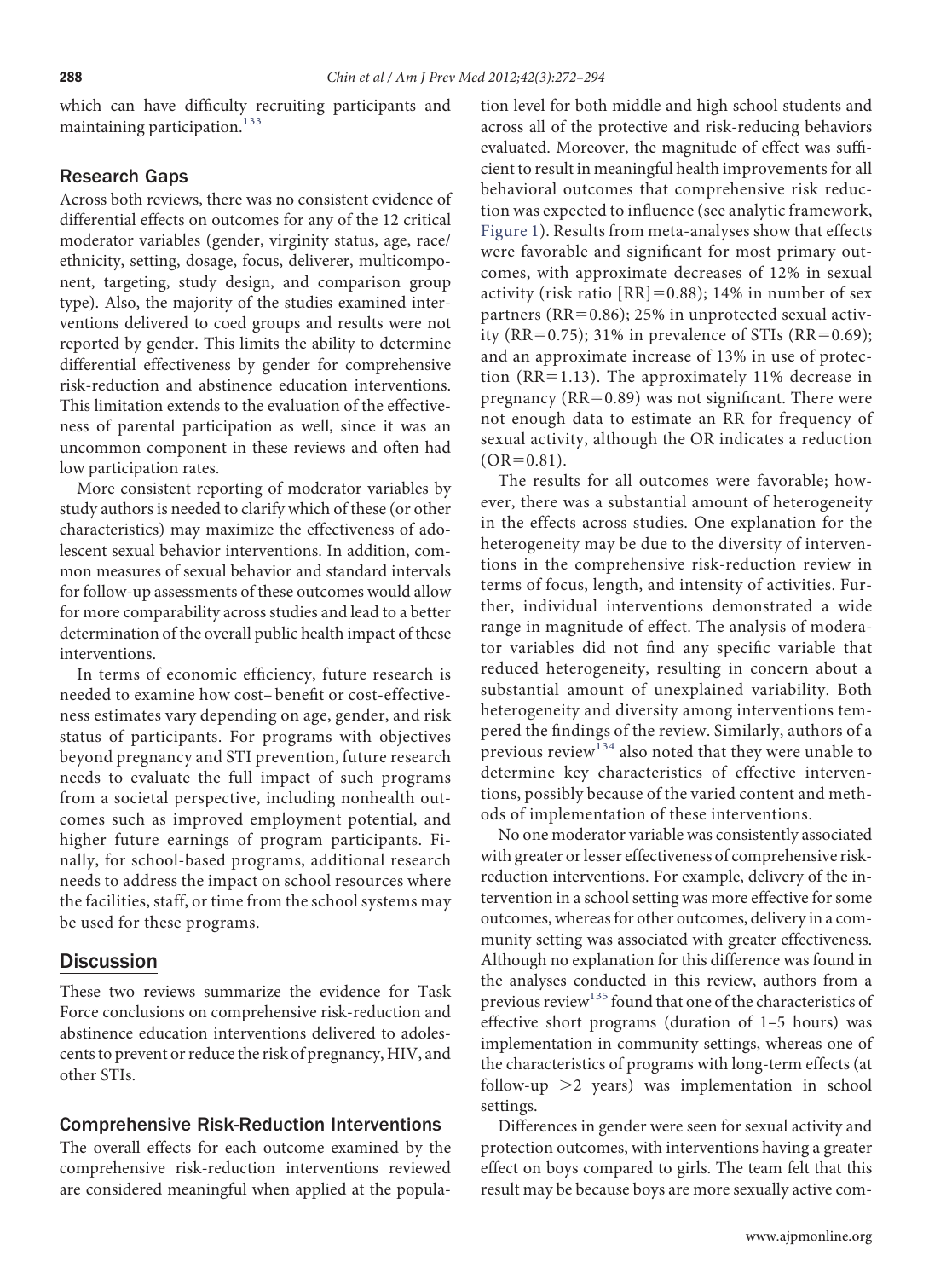which can have difficulty recruiting participants and maintaining participation.[133]

### Research Gaps

Across both reviews, there was no consistent evidence of differential effects on outcomes for any of the 12 critical moderator variables (gender, virginity status, age, race/ethnicity, setting, dosage, focus, deliverer, multicomponent, targeting, study design, and comparison group type). Also, the majority of the studies examined interventions delivered to coed groups and results were not reported by gender. This limits the ability to determine differential effectiveness by gender for comprehensive risk-reduction and abstinence education interventions. This limitation extends to the evaluation of the effectiveness of parental participation as well, since it was an uncommon component in these reviews and often had low participation rates.

More consistent reporting of moderator variables by study authors is needed to clarify which of these (or other characteristics) may maximize the effectiveness of adolescent sexual behavior interventions. In addition, common measures of sexual behavior and standard intervals for follow-up assessments of these outcomes would allow for more comparability across studies and lead to a better determination of the overall public health impact of these interventions.

In terms of economic efficiency, future research is needed to examine how cost–benefit or cost-effectiveness estimates vary depending on age, gender, and risk status of participants. For programs with objectives beyond pregnancy and STI prevention, future research needs to evaluate the full impact of such programs from a societal perspective, including nonhealth outcomes such as improved employment potential, and higher future earnings of program participants. Finally, for school-based programs, additional research needs to address the impact on school resources where the facilities, staff, or time from the school systems may be used for these programs.

## Discussion

These two reviews summarize the evidence for Task Force conclusions on comprehensive risk-reduction and abstinence education interventions delivered to adolescents to prevent or reduce the risk of pregnancy, HIV, and other STIs.

### Comprehensive Risk-Reduction Interventions

The overall effects for each outcome examined by the comprehensive risk-reduction interventions reviewed are considered meaningful when applied at the population level for both middle and high school students and across all of the protective and risk-reducing behaviors evaluated. Moreover, the magnitude of effect was sufficient to result in meaningful health improvements for all behavioral outcomes that comprehensive risk reduction was expected to influence (see analytic framework, Figure 1). Results from meta-analyses show that effects were favorable and significant for most primary outcomes, with approximate decreases of 12% in sexual activity (risk ratio [RR]=0.88); 14% in number of sex partners (RR=0.86); 25% in unprotected sexual activity (RR=0.75); 31% in prevalence of STIs (RR=0.69); and an approximate increase of 13% in use of protection (RR=1.13). The approximately 11% decrease in pregnancy (RR=0.89) was not significant. There were not enough data to estimate an RR for frequency of sexual activity, although the OR indicates a reduction (OR=0.81).

The results for all outcomes were favorable; however, there was a substantial amount of heterogeneity in the effects across studies. One explanation for the heterogeneity may be due to the diversity of interventions in the comprehensive risk-reduction review in terms of focus, length, and intensity of activities. Further, individual interventions demonstrated a wide range in magnitude of effect. The analysis of moderator variables did not find any specific variable that reduced heterogeneity, resulting in concern about a substantial amount of unexplained variability. Both heterogeneity and diversity among interventions tempered the findings of the review. Similarly, authors of a previous review[134] also noted that they were unable to determine key characteristics of effective interventions, possibly because of the varied content and methods of implementation of these interventions.

No one moderator variable was consistently associated with greater or lesser effectiveness of comprehensive risk-reduction interventions. For example, delivery of the intervention in a school setting was more effective for some outcomes, whereas for other outcomes, delivery in a community setting was associated with greater effectiveness. Although no explanation for this difference was found in the analyses conducted in this review, authors from a previous review[135] found that one of the characteristics of effective short programs (duration of 1–5 hours) was implementation in community settings, whereas one of the characteristics of programs with long-term effects (at follow-up >2 years) was implementation in school settings.

Differences in gender were seen for sexual activity and protection outcomes, with interventions having a greater effect on boys compared to girls. The team felt that this result may be because boys are more sexually active com-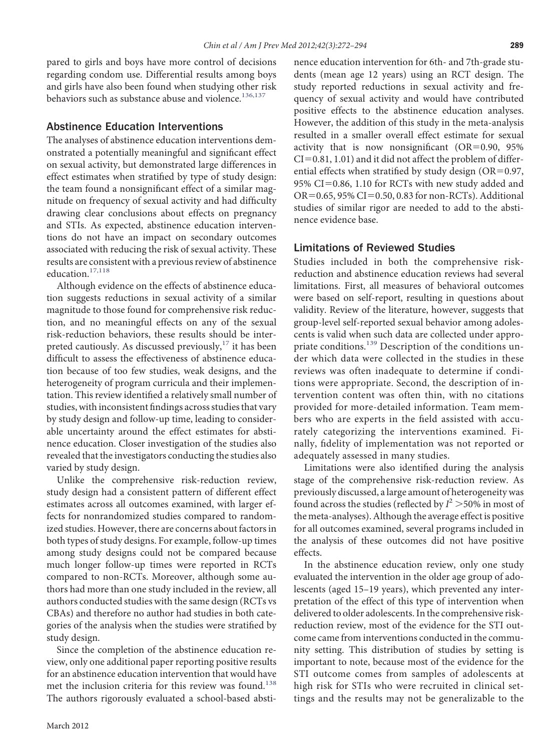pared to girls and boys have more control of decisions regarding condom use. Differential results among boys and girls have also been found when studying other risk behaviors such as substance abuse and violence.[136,137]

## Abstinence Education Interventions

The analyses of abstinence education interventions demonstrated a potentially meaningful and significant effect on sexual activity, but demonstrated large differences in effect estimates when stratified by type of study design: the team found a nonsignificant effect of a similar magnitude on frequency of sexual activity and had difficulty drawing clear conclusions about effects on pregnancy and STIs. As expected, abstinence education interventions do not have an impact on secondary outcomes associated with reducing the risk of sexual activity. These results are consistent with a previous review of abstinence education.[17,118]

Although evidence on the effects of abstinence education suggests reductions in sexual activity of a similar magnitude to those found for comprehensive risk reduction, and no meaningful effects on any of the sexual risk-reduction behaviors, these results should be interpreted cautiously. As discussed previously,[17] it has been difficult to assess the effectiveness of abstinence education because of too few studies, weak designs, and the heterogeneity of program curricula and their implementation. This review identified a relatively small number of studies, with inconsistent findings across studies that vary by study design and follow-up time, leading to considerable uncertainty around the effect estimates for abstinence education. Closer investigation of the studies also revealed that the investigators conducting the studies also varied by study design.

Unlike the comprehensive risk-reduction review, study design had a consistent pattern of different effect estimates across all outcomes examined, with larger effects for nonrandomized studies compared to randomized studies. However, there are concerns about factors in both types of study designs. For example, follow-up times among study designs could not be compared because much longer follow-up times were reported in RCTs compared to non-RCTs. Moreover, although some authors had more than one study included in the review, all authors conducted studies with the same design (RCTs vs CBAs) and therefore no author had studies in both categories of the analysis when the studies were stratified by study design.

Since the completion of the abstinence education review, only one additional paper reporting positive results for an abstinence education intervention that would have met the inclusion criteria for this review was found.[138] The authors rigorously evaluated a school-based abstinence education intervention for 6th- and 7th-grade students (mean age 12 years) using an RCT design. The study reported reductions in sexual activity and frequency of sexual activity and would have contributed positive effects to the abstinence education analyses. However, the addition of this study in the meta-analysis resulted in a smaller overall effect estimate for sexual activity that is now nonsignificant (OR=0.90, 95% CI=0.81, 1.01) and it did not affect the problem of differential effects when stratified by study design (OR=0.97, 95% CI=0.86, 1.10 for RCTs with new study added and OR=0.65, 95% CI=0.50, 0.83 for non-RCTs). Additional studies of similar rigor are needed to add to the abstinence evidence base.

## Limitations of Reviewed Studies

Studies included in both the comprehensive risk-reduction and abstinence education reviews had several limitations. First, all measures of behavioral outcomes were based on self-report, resulting in questions about validity. Review of the literature, however, suggests that group-level self-reported sexual behavior among adolescents is valid when such data are collected under appropriate conditions.[139] Description of the conditions under which data were collected in the studies in these reviews was often inadequate to determine if conditions were appropriate. Second, the description of intervention content was often thin, with no citations provided for more-detailed information. Team members who are experts in the field assisted with accurately categorizing the interventions examined. Finally, fidelity of implementation was not reported or adequately assessed in many studies.

Limitations were also identified during the analysis stage of the comprehensive risk-reduction review. As previously discussed, a large amount of heterogeneity was found across the studies (reflected by $I^2 > 50\%$ in most of the meta-analyses). Although the average effect is positive for all outcomes examined, several programs included in the analysis of these outcomes did not have positive effects.

In the abstinence education review, only one study evaluated the intervention in the older age group of adolescents (aged 15–19 years), which prevented any interpretation of the effect of this type of intervention when delivered to older adolescents. In the comprehensive risk-reduction review, most of the evidence for the STI outcome came from interventions conducted in the community setting. This distribution of studies by setting is important to note, because most of the evidence for the STI outcome comes from samples of adolescents at high risk for STIs who were recruited in clinical settings and the results may not be generalizable to the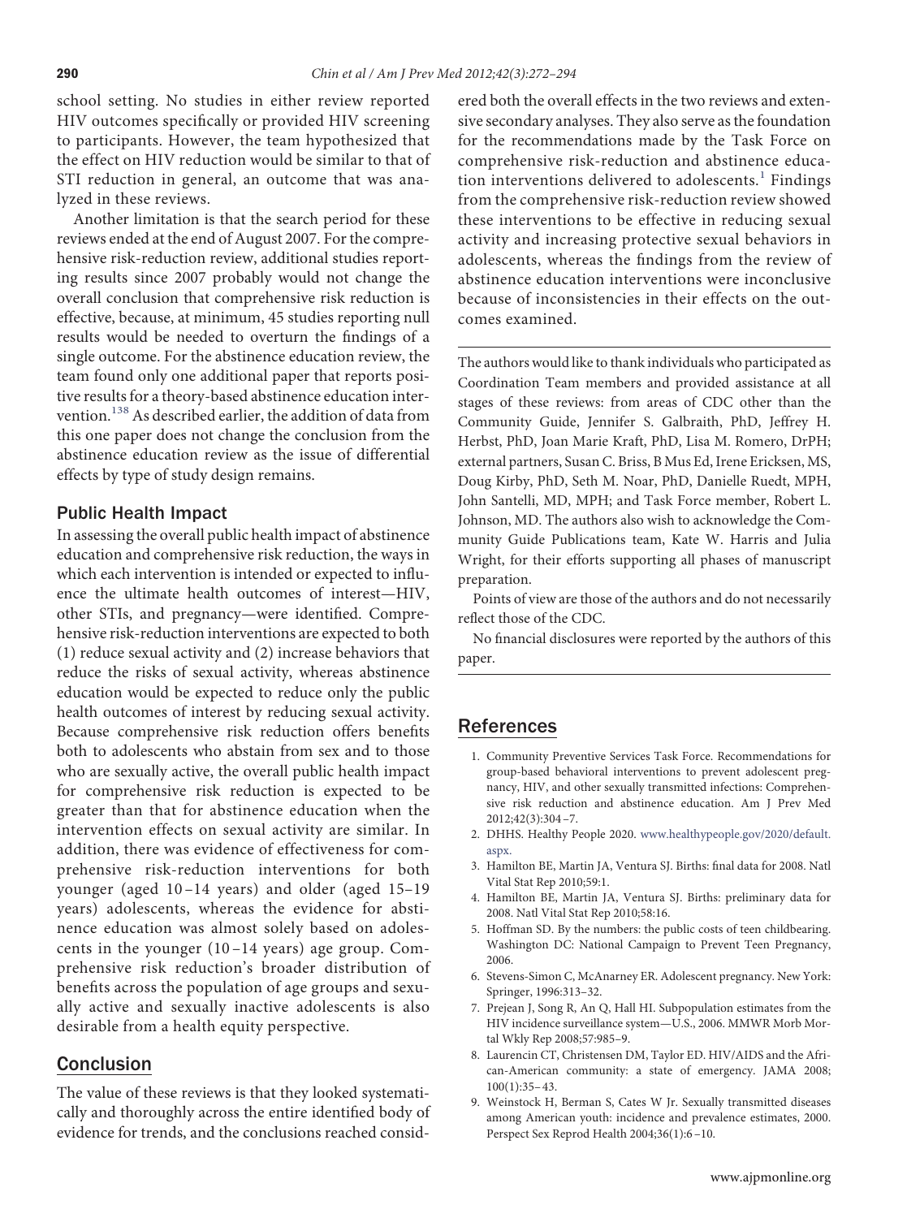school setting. No studies in either review reported HIV outcomes specifically or provided HIV screening to participants. However, the team hypothesized that the effect on HIV reduction would be similar to that of STI reduction in general, an outcome that was analyzed in these reviews.

Another limitation is that the search period for these reviews ended at the end of August 2007. For the comprehensive risk-reduction review, additional studies reporting results since 2007 probably would not change the overall conclusion that comprehensive risk reduction is effective, because, at minimum, 45 studies reporting null results would be needed to overturn the findings of a single outcome. For the abstinence education review, the team found only one additional paper that reports positive results for a theory-based abstinence education intervention.[138] As described earlier, the addition of data from this one paper does not change the conclusion from the abstinence education review as the issue of differential effects by type of study design remains.

## Public Health Impact

In assessing the overall public health impact of abstinence education and comprehensive risk reduction, the ways in which each intervention is intended or expected to influence the ultimate health outcomes of interest—HIV, other STIs, and pregnancy—were identified. Comprehensive risk-reduction interventions are expected to both (1) reduce sexual activity and (2) increase behaviors that reduce the risks of sexual activity, whereas abstinence education would be expected to reduce only the public health outcomes of interest by reducing sexual activity. Because comprehensive risk reduction offers benefits both to adolescents who abstain from sex and to those who are sexually active, the overall public health impact for comprehensive risk reduction is expected to be greater than that for abstinence education when the intervention effects on sexual activity are similar. In addition, there was evidence of effectiveness for comprehensive risk-reduction interventions for both younger (aged 10–14 years) and older (aged 15–19 years) adolescents, whereas the evidence for abstinence education was almost solely based on adolescents in the younger (10–14 years) age group. Comprehensive risk reduction's broader distribution of benefits across the population of age groups and sexually active and sexually inactive adolescents is also desirable from a health equity perspective.

## Conclusion

The value of these reviews is that they looked systematically and thoroughly across the entire identified body of evidence for trends, and the conclusions reached considered both the overall effects in the two reviews and extensive secondary analyses. They also serve as the foundation for the recommendations made by the Task Force on comprehensive risk-reduction and abstinence education interventions delivered to adolescents.[1] Findings from the comprehensive risk-reduction review showed these interventions to be effective in reducing sexual activity and increasing protective sexual behaviors in adolescents, whereas the findings from the review of abstinence education interventions were inconclusive because of inconsistencies in their effects on the outcomes examined.

---

The authors would like to thank individuals who participated as Coordination Team members and provided assistance at all stages of these reviews: from areas of CDC other than the Community Guide, Jennifer S. Galbraith, PhD, Jeffrey H. Herbst, PhD, Joan Marie Kraft, PhD, Lisa M. Romero, DrPH; external partners, Susan C. Briss, B Mus Ed, Irene Ericksen, MS, Doug Kirby, PhD, Seth M. Noar, PhD, Danielle Ruedt, MPH, John Santelli, MD, MPH; and Task Force member, Robert L. Johnson, MD. The authors also wish to acknowledge the Community Guide Publications team, Kate W. Harris and Julia Wright, for their efforts supporting all phases of manuscript preparation.

Points of view are those of the authors and do not necessarily reflect those of the CDC.

No financial disclosures were reported by the authors of this paper.

---

## References

1. Community Preventive Services Task Force. Recommendations for group-based behavioral interventions to prevent adolescent pregnancy, HIV, and other sexually transmitted infections: Comprehensive risk reduction and abstinence education. Am J Prev Med 2012;42(3):304–7.
2. DHHS. Healthy People 2020. www.healthypeople.gov/2020/default.aspx.
3. Hamilton BE, Martin JA, Ventura SJ. Births: final data for 2008. Natl Vital Stat Rep 2010;59:1.
4. Hamilton BE, Martin JA, Ventura SJ. Births: preliminary data for 2008. Natl Vital Stat Rep 2010;58:16.
5. Hoffman SD. By the numbers: the public costs of teen childbearing. Washington DC: National Campaign to Prevent Teen Pregnancy, 2006.
6. Stevens-Simon C, McAnarney ER. Adolescent pregnancy. New York: Springer, 1996:313–32.
7. Prejean J, Song R, An Q, Hall HI. Subpopulation estimates from the HIV incidence surveillance system—U.S., 2006. MMWR Morb Mortal Wkly Rep 2008;57:985–9.
8. Laurencin CT, Christensen DM, Taylor ED. HIV/AIDS and the African-American community: a state of emergency. JAMA 2008; 100(1):35–43.
9. Weinstock H, Berman S, Cates W Jr. Sexually transmitted diseases among American youth: incidence and prevalence estimates, 2000. Perspect Sex Reprod Health 2004;36(1):6–10.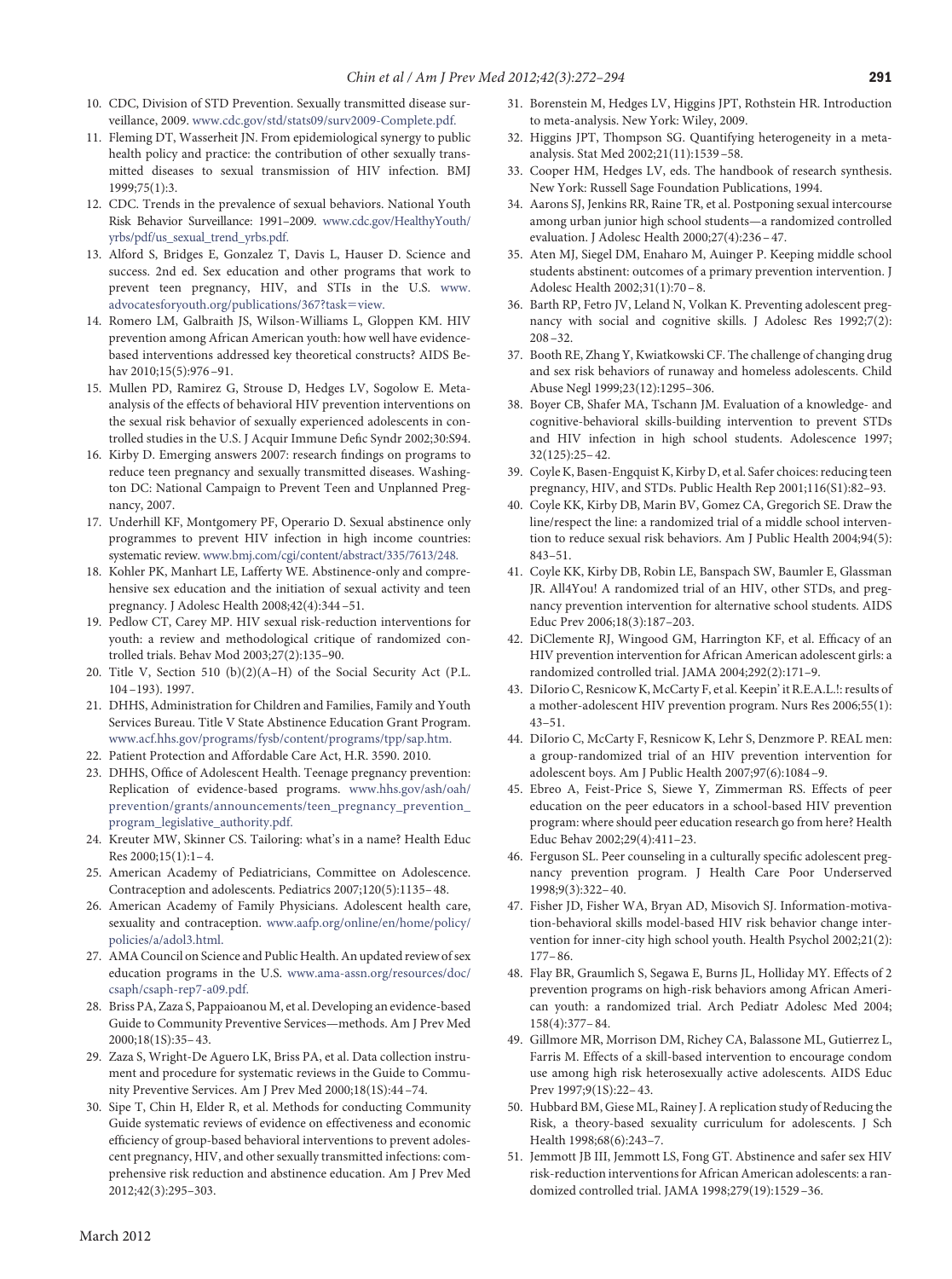10. CDC, Division of STD Prevention. Sexually transmitted disease surveillance, 2009. www.cdc.gov/std/stats09/surv2009-Complete.pdf.
11. Fleming DT, Wasserheit JN. From epidemiological synergy to public health policy and practice: the contribution of other sexually transmitted diseases to sexual transmission of HIV infection. BMJ 1999;75(1):3.
12. CDC. Trends in the prevalence of sexual behaviors. National Youth Risk Behavior Surveillance: 1991–2009. www.cdc.gov/HealthyYouth/yrbs/pdf/us_sexual_trend_yrbs.pdf.
13. Alford S, Bridges E, Gonzalez T, Davis L, Hauser D. Science and success. 2nd ed. Sex education and other programs that work to prevent teen pregnancy, HIV, and STIs in the U.S. www.advocatesforyouth.org/publications/367?task=view.
14. Romero LM, Galbraith JS, Wilson-Williams L, Gloppen KM. HIV prevention among African American youth: how well have evidence-based interventions addressed key theoretical constructs? AIDS Behav 2010;15(5):976–91.
15. Mullen PD, Ramirez G, Strouse D, Hedges LV, Sogolow E. Meta-analysis of the effects of behavioral HIV prevention interventions on the sexual risk behavior of sexually experienced adolescents in controlled studies in the U.S. J Acquir Immune Defic Syndr 2002;30:S94.
16. Kirby D. Emerging answers 2007: research findings on programs to reduce teen pregnancy and sexually transmitted diseases. Washington DC: National Campaign to Prevent Teen and Unplanned Pregnancy, 2007.
17. Underhill KF, Montgomery PF, Operario D. Sexual abstinence only programmes to prevent HIV infection in high income countries: systematic review. www.bmj.com/cgi/content/abstract/335/7613/248.
18. Kohler PK, Manhart LE, Lafferty WE. Abstinence-only and comprehensive sex education and the initiation of sexual activity and teen pregnancy. J Adolesc Health 2008;42(4):344–51.
19. Pedlow CT, Carey MP. HIV sexual risk-reduction interventions for youth: a review and methodological critique of randomized controlled trials. Behav Mod 2003;27(2):135–90.
20. Title V, Section 510 (b)(2)(A–H) of the Social Security Act (P.L. 104–193). 1997.
21. DHHS, Administration for Children and Families, Family and Youth Services Bureau. Title V State Abstinence Education Grant Program. www.acf.hhs.gov/programs/fysb/content/programs/tpp/sap.htm.
22. Patient Protection and Affordable Care Act, H.R. 3590. 2010.
23. DHHS, Office of Adolescent Health. Teenage pregnancy prevention: Replication of evidence-based programs. www.hhs.gov/ash/oah/prevention/grants/announcements/teen_pregnancy_prevention_program_legislative_authority.pdf.
24. Kreuter MW, Skinner CS. Tailoring: what's in a name? Health Educ Res 2000;15(1):1–4.
25. American Academy of Pediatricians, Committee on Adolescence. Contraception and adolescents. Pediatrics 2007;120(5):1135–48.
26. American Academy of Family Physicians. Adolescent health care, sexuality and contraception. www.aafp.org/online/en/home/policy/policies/a/adol3.html.
27. AMA Council on Science and Public Health. An updated review of sex education programs in the U.S. www.ama-assn.org/resources/doc/csaph/csaph-rep7-a09.pdf.
28. Briss PA, Zaza S, Pappaioanou M, et al. Developing an evidence-based Guide to Community Preventive Services—methods. Am J Prev Med 2000;18(1S):35–43.
29. Zaza S, Wright-De Aguero LK, Briss PA, et al. Data collection instrument and procedure for systematic reviews in the Guide to Community Preventive Services. Am J Prev Med 2000;18(1S):44–74.
30. Sipe T, Chin H, Elder R, et al. Methods for conducting Community Guide systematic reviews of evidence on effectiveness and economic efficiency of group-based behavioral interventions to prevent adolescent pregnancy, HIV, and other sexually transmitted infections: comprehensive risk reduction and abstinence education. Am J Prev Med 2012;42(3):295–303.
31. Borenstein M, Hedges LV, Higgins JPT, Rothstein HR. Introduction to meta-analysis. New York: Wiley, 2009.
32. Higgins JPT, Thompson SG. Quantifying heterogeneity in a meta-analysis. Stat Med 2002;21(11):1539–58.
33. Cooper HM, Hedges LV, eds. The handbook of research synthesis. New York: Russell Sage Foundation Publications, 1994.
34. Aarons SJ, Jenkins RR, Raine TR, et al. Postponing sexual intercourse among urban junior high school students—a randomized controlled evaluation. J Adolesc Health 2000;27(4):236–47.
35. Aten MJ, Siegel DM, Enaharo M, Auinger P. Keeping middle school students abstinent: outcomes of a primary prevention intervention. J Adolesc Health 2002;31(1):70–8.
36. Barth RP, Fetro JV, Leland N, Volkan K. Preventing adolescent pregnancy with social and cognitive skills. J Adolesc Res 1992;7(2):208–32.
37. Booth RE, Zhang Y, Kwiatkowski CF. The challenge of changing drug and sex risk behaviors of runaway and homeless adolescents. Child Abuse Negl 1999;23(12):1295–306.
38. Boyer CB, Shafer MA, Tschann JM. Evaluation of a knowledge- and cognitive-behavioral skills-building intervention to prevent STDs and HIV infection in high school students. Adolescence 1997;32(125):25–42.
39. Coyle K, Basen-Engquist K, Kirby D, et al. Safer choices: reducing teen pregnancy, HIV, and STDs. Public Health Rep 2001;116(S1):82–93.
40. Coyle KK, Kirby DB, Marin BV, Gomez CA, Gregorich SE. Draw the line/respect the line: a randomized trial of a middle school intervention to reduce sexual risk behaviors. Am J Public Health 2004;94(5):843–51.
41. Coyle KK, Kirby DB, Robin LE, Banspach SW, Baumler E, Glassman JR. All4You! A randomized trial of an HIV, other STDs, and pregnancy prevention intervention for alternative school students. AIDS Educ Prev 2006;18(3):187–203.
42. DiClemente RJ, Wingood GM, Harrington KF, et al. Efficacy of an HIV prevention intervention for African American adolescent girls: a randomized controlled trial. JAMA 2004;292(2):171–9.
43. DiIorio C, Resnicow K, McCarty F, et al. Keepin' it R.E.A.L.!: results of a mother-adolescent HIV prevention program. Nurs Res 2006;55(1):43–51.
44. DiIorio C, McCarty F, Resnicow K, Lehr S, Denzmore P. REAL men: a group-randomized trial of an HIV prevention intervention for adolescent boys. Am J Public Health 2007;97(6):1084–9.
45. Ebreo A, Feist-Price S, Siewe Y, Zimmerman RS. Effects of peer education on the peer educators in a school-based HIV prevention program: where should peer education research go from here? Health Educ Behav 2002;29(4):411–23.
46. Ferguson SL. Peer counseling in a culturally specific adolescent pregnancy prevention program. J Health Care Poor Underserved 1998;9(3):322–40.
47. Fisher JD, Fisher WA, Bryan AD, Misovich SJ. Information-motivation-behavioral skills model-based HIV risk behavior change intervention for inner-city high school youth. Health Psychol 2002;21(2):177–86.
48. Flay BR, Graumlich S, Segawa E, Burns JL, Holliday MY. Effects of 2 prevention programs on high-risk behaviors among African American youth: a randomized trial. Arch Pediatr Adolesc Med 2004;158(4):377–84.
49. Gillmore MR, Morrison DM, Richey CA, Balassone ML, Gutierrez L, Farris M. Effects of a skill-based intervention to encourage condom use among high risk heterosexually active adolescents. AIDS Educ Prev 1997;9(1S):22–43.
50. Hubbard BM, Giese ML, Rainey J. A replication study of Reducing the Risk, a theory-based sexuality curriculum for adolescents. J Sch Health 1998;68(6):243–7.
51. Jemmott JB III, Jemmott LS, Fong GT. Abstinence and safer sex HIV risk-reduction interventions for African American adolescents: a randomized controlled trial. JAMA 1998;279(19):1529–36.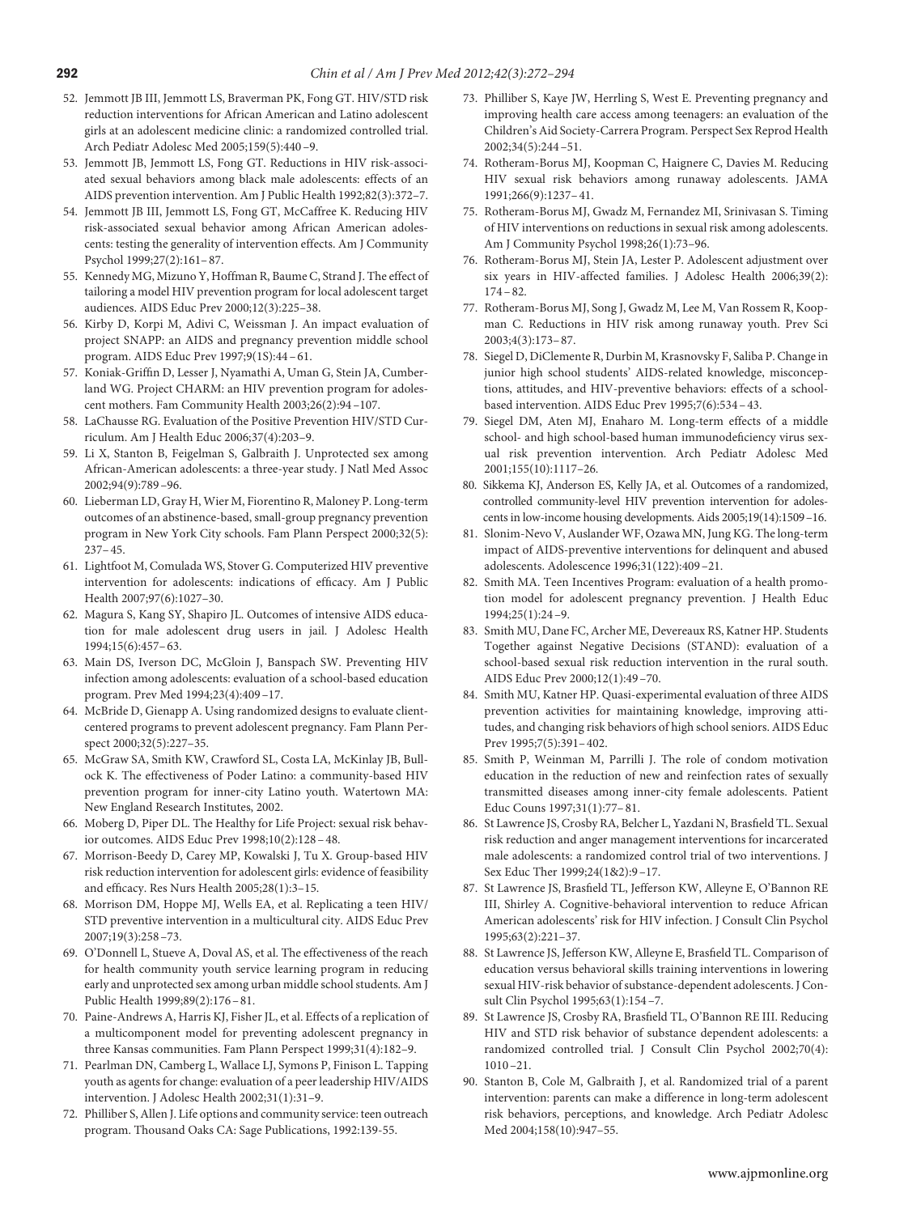52. Jemmott JB III, Jemmott LS, Braverman PK, Fong GT. HIV/STD risk reduction interventions for African American and Latino adolescent girls at an adolescent medicine clinic: a randomized controlled trial. Arch Pediatr Adolesc Med 2005;159(5):440–9.
53. Jemmott JB, Jemmott LS, Fong GT. Reductions in HIV risk-associated sexual behaviors among black male adolescents: effects of an AIDS prevention intervention. Am J Public Health 1992;82(3):372–7.
54. Jemmott JB III, Jemmott LS, Fong GT, McCaffree K. Reducing HIV risk-associated sexual behavior among African American adolescents: testing the generality of intervention effects. Am J Community Psychol 1999;27(2):161–87.
55. Kennedy MG, Mizuno Y, Hoffman R, Baume C, Strand J. The effect of tailoring a model HIV prevention program for local adolescent target audiences. AIDS Educ Prev 2000;12(3):225–38.
56. Kirby D, Korpi M, Adivi C, Weissman J. An impact evaluation of project SNAPP: an AIDS and pregnancy prevention middle school program. AIDS Educ Prev 1997;9(1S):44–61.
57. Koniak-Griffin D, Lesser J, Nyamathi A, Uman G, Stein JA, Cumberland WG. Project CHARM: an HIV prevention program for adolescent mothers. Fam Community Health 2003;26(2):94–107.
58. LaChausse RG. Evaluation of the Positive Prevention HIV/STD Curriculum. Am J Health Educ 2006;37(4):203–9.
59. Li X, Stanton B, Feigelman S, Galbraith J. Unprotected sex among African-American adolescents: a three-year study. J Natl Med Assoc 2002;94(9):789–96.
60. Lieberman LD, Gray H, Wier M, Fiorentino R, Maloney P. Long-term outcomes of an abstinence-based, small-group pregnancy prevention program in New York City schools. Fam Plann Perspect 2000;32(5):237–45.
61. Lightfoot M, Comulada WS, Stover G. Computerized HIV preventive intervention for adolescents: indications of efficacy. Am J Public Health 2007;97(6):1027–30.
62. Magura S, Kang SY, Shapiro JL. Outcomes of intensive AIDS education for male adolescent drug users in jail. J Adolesc Health 1994;15(6):457–63.
63. Main DS, Iverson DC, McGloin J, Banspach SW. Preventing HIV infection among adolescents: evaluation of a school-based education program. Prev Med 1994;23(4):409–17.
64. McBride D, Gienapp A. Using randomized designs to evaluate client-centered programs to prevent adolescent pregnancy. Fam Plann Perspect 2000;32(5):227–35.
65. McGraw SA, Smith KW, Crawford SL, Costa LA, McKinlay JB, Bullock K. The effectiveness of Poder Latino: a community-based HIV prevention program for inner-city Latino youth. Watertown MA: New England Research Institutes, 2002.
66. Moberg D, Piper DL. The Healthy for Life Project: sexual risk behavior outcomes. AIDS Educ Prev 1998;10(2):128–48.
67. Morrison-Beedy D, Carey MP, Kowalski J, Tu X. Group-based HIV risk reduction intervention for adolescent girls: evidence of feasibility and efficacy. Res Nurs Health 2005;28(1):3–15.
68. Morrison DM, Hoppe MJ, Wells EA, et al. Replicating a teen HIV/STD preventive intervention in a multicultural city. AIDS Educ Prev 2007;19(3):258–73.
69. O'Donnell L, Stueve A, Doval AS, et al. The effectiveness of the reach for health community youth service learning program in reducing early and unprotected sex among urban middle school students. Am J Public Health 1999;89(2):176–81.
70. Paine-Andrews A, Harris KJ, Fisher JL, et al. Effects of a replication of a multicomponent model for preventing adolescent pregnancy in three Kansas communities. Fam Plann Perspect 1999;31(4):182–9.
71. Pearlman DN, Camberg L, Wallace LJ, Symons P, Finison L. Tapping youth as agents for change: evaluation of a peer leadership HIV/AIDS intervention. J Adolesc Health 2002;31(1):31–9.
72. Philliber S, Allen J. Life options and community service: teen outreach program. Thousand Oaks CA: Sage Publications, 1992:139-55.
73. Philliber S, Kaye JW, Herrling S, West E. Preventing pregnancy and improving health care access among teenagers: an evaluation of the Children's Aid Society-Carrera Program. Perspect Sex Reprod Health 2002;34(5):244–51.
74. Rotheram-Borus MJ, Koopman C, Haignere C, Davies M. Reducing HIV sexual risk behaviors among runaway adolescents. JAMA 1991;266(9):1237–41.
75. Rotheram-Borus MJ, Gwadz M, Fernandez MI, Srinivasan S. Timing of HIV interventions on reductions in sexual risk among adolescents. Am J Community Psychol 1998;26(1):73–96.
76. Rotheram-Borus MJ, Stein JA, Lester P. Adolescent adjustment over six years in HIV-affected families. J Adolesc Health 2006;39(2):174–82.
77. Rotheram-Borus MJ, Song J, Gwadz M, Lee M, Van Rossem R, Koopman C. Reductions in HIV risk among runaway youth. Prev Sci 2003;4(3):173–87.
78. Siegel D, DiClemente R, Durbin M, Krasnovsky F, Saliba P. Change in junior high school students' AIDS-related knowledge, misconceptions, attitudes, and HIV-preventive behaviors: effects of a school-based intervention. AIDS Educ Prev 1995;7(6):534–43.
79. Siegel DM, Aten MJ, Enaharo M. Long-term effects of a middle school- and high school-based human immunodeficiency virus sexual risk prevention intervention. Arch Pediatr Adolesc Med 2001;155(10):1117–26.
80. Sikkema KJ, Anderson ES, Kelly JA, et al. Outcomes of a randomized, controlled community-level HIV prevention intervention for adolescents in low-income housing developments. Aids 2005;19(14):1509–16.
81. Slonim-Nevo V, Auslander WF, Ozawa MN, Jung KG. The long-term impact of AIDS-preventive interventions for delinquent and abused adolescents. Adolescence 1996;31(122):409–21.
82. Smith MA. Teen Incentives Program: evaluation of a health promotion model for adolescent pregnancy prevention. J Health Educ 1994;25(1):24–9.
83. Smith MU, Dane FC, Archer ME, Devereaux RS, Katner HP. Students Together against Negative Decisions (STAND): evaluation of a school-based sexual risk reduction intervention in the rural south. AIDS Educ Prev 2000;12(1):49–70.
84. Smith MU, Katner HP. Quasi-experimental evaluation of three AIDS prevention activities for maintaining knowledge, improving attitudes, and changing risk behaviors of high school seniors. AIDS Educ Prev 1995;7(5):391–402.
85. Smith P, Weinman M, Parrilli J. The role of condom motivation education in the reduction of new and reinfection rates of sexually transmitted diseases among inner-city female adolescents. Patient Educ Couns 1997;31(1):77–81.
86. St Lawrence JS, Crosby RA, Belcher L, Yazdani N, Brasfield TL. Sexual risk reduction and anger management interventions for incarcerated male adolescents: a randomized control trial of two interventions. J Sex Educ Ther 1999;24(1&2):9–17.
87. St Lawrence JS, Brasfield TL, Jefferson KW, Alleyne E, O'Bannon RE III, Shirley A. Cognitive-behavioral intervention to reduce African American adolescents' risk for HIV infection. J Consult Clin Psychol 1995;63(2):221–37.
88. St Lawrence JS, Jefferson KW, Alleyne E, Brasfield TL. Comparison of education versus behavioral skills training interventions in lowering sexual HIV-risk behavior of substance-dependent adolescents. J Consult Clin Psychol 1995;63(1):154–7.
89. St Lawrence JS, Crosby RA, Brasfield TL, O'Bannon RE III. Reducing HIV and STD risk behavior of substance dependent adolescents: a randomized controlled trial. J Consult Clin Psychol 2002;70(4):1010–21.
90. Stanton B, Cole M, Galbraith J, et al. Randomized trial of a parent intervention: parents can make a difference in long-term adolescent risk behaviors, perceptions, and knowledge. Arch Pediatr Adolesc Med 2004;158(10):947–55.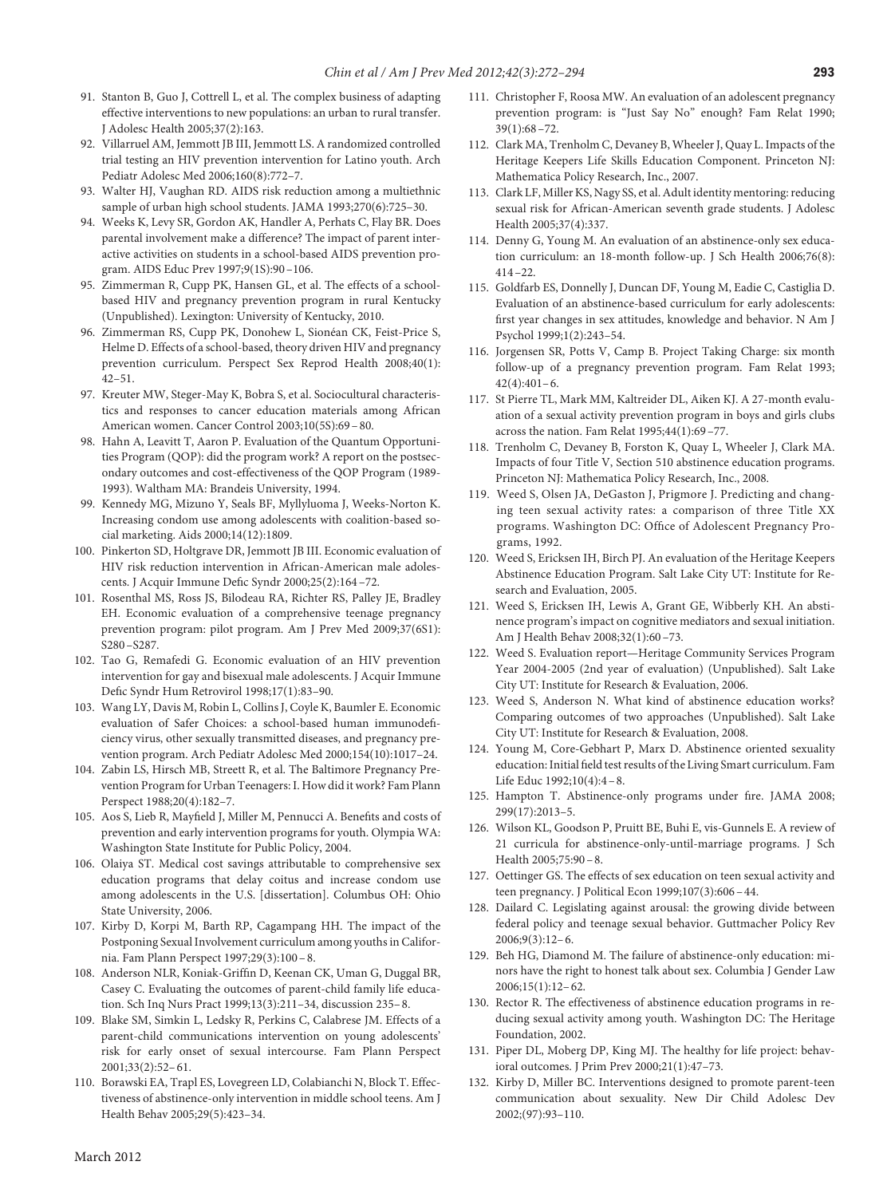91. Stanton B, Guo J, Cottrell L, et al. The complex business of adapting effective interventions to new populations: an urban to rural transfer. J Adolesc Health 2005;37(2):163.
92. Villarruel AM, Jemmott JB III, Jemmott LS. A randomized controlled trial testing an HIV prevention intervention for Latino youth. Arch Pediatr Adolesc Med 2006;160(8):772–7.
93. Walter HJ, Vaughan RD. AIDS risk reduction among a multiethnic sample of urban high school students. JAMA 1993;270(6):725–30.
94. Weeks K, Levy SR, Gordon AK, Handler A, Perhats C, Flay BR. Does parental involvement make a difference? The impact of parent interactive activities on students in a school-based AIDS prevention program. AIDS Educ Prev 1997;9(1S):90–106.
95. Zimmerman R, Cupp PK, Hansen GL, et al. The effects of a school-based HIV and pregnancy prevention program in rural Kentucky (Unpublished). Lexington: University of Kentucky, 2010.
96. Zimmerman RS, Cupp PK, Donohew L, Sionéan CK, Feist-Price S, Helme D. Effects of a school-based, theory driven HIV and pregnancy prevention curriculum. Perspect Sex Reprod Health 2008;40(1):42–51.
97. Kreuter MW, Steger-May K, Bobra S, et al. Sociocultural characteristics and responses to cancer education materials among African American women. Cancer Control 2003;10(5S):69–80.
98. Hahn A, Leavitt T, Aaron P. Evaluation of the Quantum Opportunities Program (QOP): did the program work? A report on the postsecondary outcomes and cost-effectiveness of the QOP Program (1989-1993). Waltham MA: Brandeis University, 1994.
99. Kennedy MG, Mizuno Y, Seals BF, Myllyluoma J, Weeks-Norton K. Increasing condom use among adolescents with coalition-based social marketing. Aids 2000;14(12):1809.
100. Pinkerton SD, Holtgrave DR, Jemmott JB III. Economic evaluation of HIV risk reduction intervention in African-American male adolescents. J Acquir Immune Defic Syndr 2000;25(2):164–72.
101. Rosenthal MS, Ross JS, Bilodeau RA, Richter RS, Palley JE, Bradley EH. Economic evaluation of a comprehensive teenage pregnancy prevention program: pilot program. Am J Prev Med 2009;37(6S1):S280–S287.
102. Tao G, Remafedi G. Economic evaluation of an HIV prevention intervention for gay and bisexual male adolescents. J Acquir Immune Defic Syndr Hum Retrovirol 1998;17(1):83–90.
103. Wang LY, Davis M, Robin L, Collins J, Coyle K, Baumler E. Economic evaluation of Safer Choices: a school-based human immunodeficiency virus, other sexually transmitted diseases, and pregnancy prevention program. Arch Pediatr Adolesc Med 2000;154(10):1017–24.
104. Zabin LS, Hirsch MB, Streett R, et al. The Baltimore Pregnancy Prevention Program for Urban Teenagers: I. How did it work? Fam Plann Perspect 1988;20(4):182–7.
105. Aos S, Lieb R, Mayfield J, Miller M, Pennucci A. Benefits and costs of prevention and early intervention programs for youth. Olympia WA: Washington State Institute for Public Policy, 2004.
106. Olaiya ST. Medical cost savings attributable to comprehensive sex education programs that delay coitus and increase condom use among adolescents in the U.S. [dissertation]. Columbus OH: Ohio State University, 2006.
107. Kirby D, Korpi M, Barth RP, Cagampang HH. The impact of the Postponing Sexual Involvement curriculum among youths in California. Fam Plann Perspect 1997;29(3):100–8.
108. Anderson NLR, Koniak-Griffin D, Keenan CK, Uman G, Duggal BR, Casey C. Evaluating the outcomes of parent-child family life education. Sch Inq Nurs Pract 1999;13(3):211–34, discussion 235–8.
109. Blake SM, Simkin L, Ledsky R, Perkins C, Calabrese JM. Effects of a parent-child communications intervention on young adolescents' risk for early onset of sexual intercourse. Fam Plann Perspect 2001;33(2):52–61.
110. Borawski EA, Trapl ES, Lovegreen LD, Colabianchi N, Block T. Effectiveness of abstinence-only intervention in middle school teens. Am J Health Behav 2005;29(5):423–34.
111. Christopher F, Roosa MW. An evaluation of an adolescent pregnancy prevention program: is "Just Say No" enough? Fam Relat 1990;39(1):68–72.
112. Clark MA, Trenholm C, Devaney B, Wheeler J, Quay L. Impacts of the Heritage Keepers Life Skills Education Component. Princeton NJ: Mathematica Policy Research, Inc., 2007.
113. Clark LF, Miller KS, Nagy SS, et al. Adult identity mentoring: reducing sexual risk for African-American seventh grade students. J Adolesc Health 2005;37(4):337.
114. Denny G, Young M. An evaluation of an abstinence-only sex education curriculum: an 18-month follow-up. J Sch Health 2006;76(8):414–22.
115. Goldfarb ES, Donnelly J, Duncan DF, Young M, Eadie C, Castiglia D. Evaluation of an abstinence-based curriculum for early adolescents: first year changes in sex attitudes, knowledge and behavior. N Am J Psychol 1999;1(2):243–54.
116. Jorgensen SR, Potts V, Camp B. Project Taking Charge: six month follow-up of a pregnancy prevention program. Fam Relat 1993;42(4):401–6.
117. St Pierre TL, Mark MM, Kaltreider DL, Aiken KJ. A 27-month evaluation of a sexual activity prevention program in boys and girls clubs across the nation. Fam Relat 1995;44(1):69–77.
118. Trenholm C, Devaney B, Forston K, Quay L, Wheeler J, Clark MA. Impacts of four Title V, Section 510 abstinence education programs. Princeton NJ: Mathematica Policy Research, Inc., 2008.
119. Weed S, Olsen JA, DeGaston J, Prigmore J. Predicting and changing teen sexual activity rates: a comparison of three Title XX programs. Washington DC: Office of Adolescent Pregnancy Programs, 1992.
120. Weed S, Ericksen IH, Birch PJ. An evaluation of the Heritage Keepers Abstinence Education Program. Salt Lake City UT: Institute for Research and Evaluation, 2005.
121. Weed S, Ericksen IH, Lewis A, Grant GE, Wibberly KH. An abstinence program's impact on cognitive mediators and sexual initiation. Am J Health Behav 2008;32(1):60–73.
122. Weed S. Evaluation report—Heritage Community Services Program Year 2004-2005 (2nd year of evaluation) (Unpublished). Salt Lake City UT: Institute for Research & Evaluation, 2006.
123. Weed S, Anderson N. What kind of abstinence education works? Comparing outcomes of two approaches (Unpublished). Salt Lake City UT: Institute for Research & Evaluation, 2008.
124. Young M, Core-Gebhart P, Marx D. Abstinence oriented sexuality education: Initial field test results of the Living Smart curriculum. Fam Life Educ 1992;10(4):4–8.
125. Hampton T. Abstinence-only programs under fire. JAMA 2008;299(17):2013–5.
126. Wilson KL, Goodson P, Pruitt BE, Buhi E, vis-Gunnels E. A review of 21 curricula for abstinence-only-until-marriage programs. J Sch Health 2005;75:90–8.
127. Oettinger GS. The effects of sex education on teen sexual activity and teen pregnancy. J Political Econ 1999;107(3):606–44.
128. Dailard C. Legislating against arousal: the growing divide between federal policy and teenage sexual behavior. Guttmacher Policy Rev 2006;9(3):12–6.
129. Beh HG, Diamond M. The failure of abstinence-only education: minors have the right to honest talk about sex. Columbia J Gender Law 2006;15(1):12–62.
130. Rector R. The effectiveness of abstinence education programs in reducing sexual activity among youth. Washington DC: The Heritage Foundation, 2002.
131. Piper DL, Moberg DP, King MJ. The healthy for life project: behavioral outcomes. J Prim Prev 2000;21(1):47–73.
132. Kirby D, Miller BC. Interventions designed to promote parent-teen communication about sexuality. New Dir Child Adolesc Dev 2002;(97):93–110.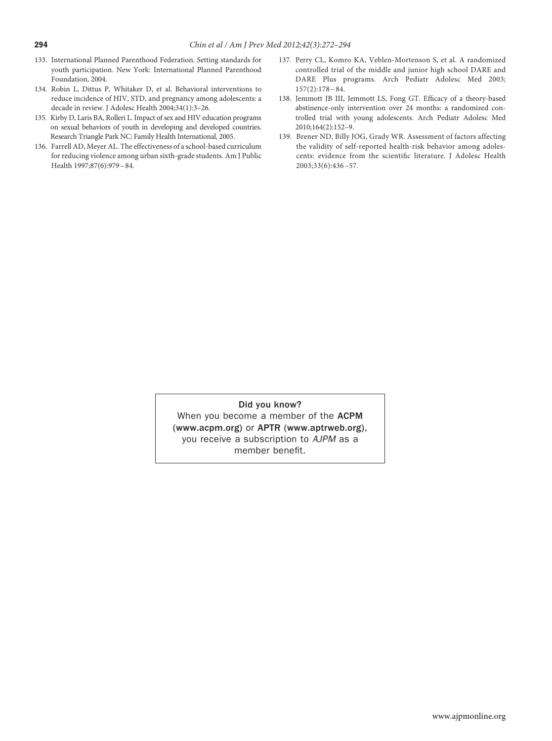133. International Planned Parenthood Federation. Setting standards for youth participation. New York: International Planned Parenthood Foundation, 2004.
134. Robin L, Dittus P, Whitaker D, et al. Behavioral interventions to reduce incidence of HIV, STD, and pregnancy among adolescents: a decade in review. J Adolesc Health 2004;34(1):3–26.
135. Kirby D, Laris BA, Rolleri L. Impact of sex and HIV education programs on sexual behaviors of youth in developing and developed countries. Research Triangle Park NC: Family Health International, 2005.
136. Farrell AD, Meyer AL. The effectiveness of a school-based curriculum for reducing violence among urban sixth-grade students. Am J Public Health 1997;87(6):979–84.
137. Perry CL, Komro KA, Veblen-Mortenson S, et al. A randomized controlled trial of the middle and junior high school DARE and DARE Plus programs. Arch Pediatr Adolesc Med 2003; 157(2):178–84.
138. Jemmott JB III, Jemmott LS, Fong GT. Efficacy of a theory-based abstinence-only intervention over 24 months: a randomized controlled trial with young adolescents. Arch Pediatr Adolesc Med 2010;164(2):152–9.
139. Brener ND, Billy JOG, Grady WR. Assessment of factors affecting the validity of self-reported health-risk behavior among adolescents: evidence from the scientific literature. J Adolesc Health 2003;33(6):436–57.

**Did you know?**
When you become a member of the **ACPM** (**www.acpm.org**) or **APTR** (**www.aptrweb.org**), you receive a subscription to *AJPM* as a member benefit.